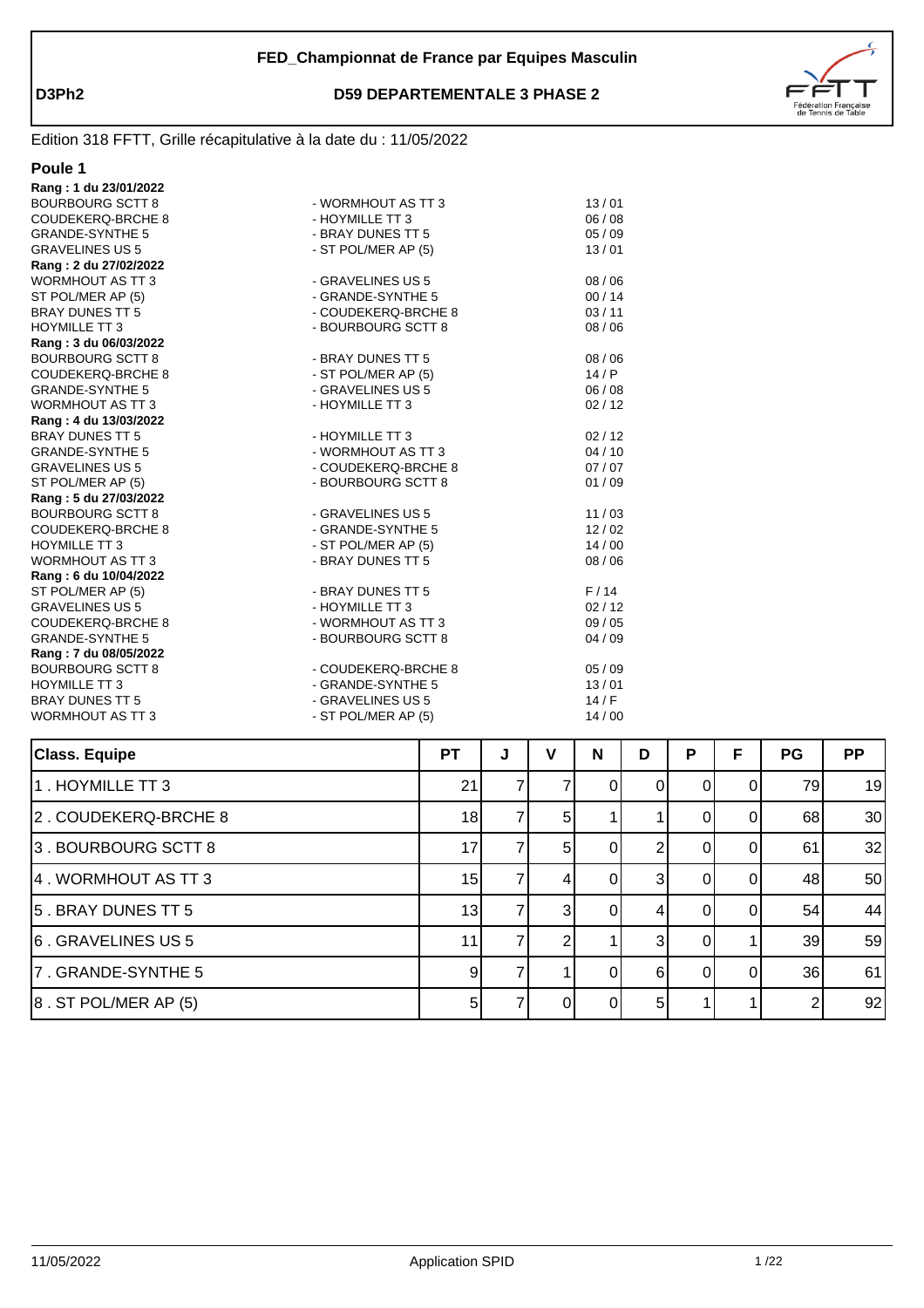**D3Ph2**

# FED_Championnat de France par Equipes Masculin

## D59 DEPARTEMENTALE 3 PHASE 2

Edition 318 FFTT, Grille récapitulative à la date du : 11/05/2022

### Poule 1

**Rang : 1 du 23/01/2022**

| | | |
|---|---|---|
| BOURBOURG SCTT 8 | - WORMHOUT AS TT 3 | 13 / 01 |
| COUDEKERQ-BRCHE 8 | - HOYMILLE TT 3 | 06 / 08 |
| GRANDE-SYNTHE 5 | - BRAY DUNES TT 5 | 05 / 09 |
| GRAVELINES US 5 | - ST POL/MER AP (5) | 13 / 01 |

**Rang : 2 du 27/02/2022**

| | | |
|---|---|---|
| WORMHOUT AS TT 3 | - GRAVELINES US 5 | 08 / 06 |
| ST POL/MER AP (5) | - GRANDE-SYNTHE 5 | 00 / 14 |
| BRAY DUNES TT 5 | - COUDEKERQ-BRCHE 8 | 03 / 11 |
| HOYMILLE TT 3 | - BOURBOURG SCTT 8 | 08 / 06 |

**Rang : 3 du 06/03/2022**

| | | |
|---|---|---|
| BOURBOURG SCTT 8 | - BRAY DUNES TT 5 | 08 / 06 |
| COUDEKERQ-BRCHE 8 | - ST POL/MER AP (5) | 14 / P |
| GRANDE-SYNTHE 5 | - GRAVELINES US 5 | 06 / 08 |
| WORMHOUT AS TT 3 | - HOYMILLE TT 3 | 02 / 12 |

**Rang : 4 du 13/03/2022**

| | | |
|---|---|---|
| BRAY DUNES TT 5 | - HOYMILLE TT 3 | 02 / 12 |
| GRANDE-SYNTHE 5 | - WORMHOUT AS TT 3 | 04 / 10 |
| GRAVELINES US 5 | - COUDEKERQ-BRCHE 8 | 07 / 07 |
| ST POL/MER AP (5) | - BOURBOURG SCTT 8 | 01 / 09 |

**Rang : 5 du 27/03/2022**

| | | |
|---|---|---|
| BOURBOURG SCTT 8 | - GRAVELINES US 5 | 11 / 03 |
| COUDEKERQ-BRCHE 8 | - GRANDE-SYNTHE 5 | 12 / 02 |
| HOYMILLE TT 3 | - ST POL/MER AP (5) | 14 / 00 |
| WORMHOUT AS TT 3 | - BRAY DUNES TT 5 | 08 / 06 |

**Rang : 6 du 10/04/2022**

| | | |
|---|---|---|
| ST POL/MER AP (5) | - BRAY DUNES TT 5 | F / 14 |
| GRAVELINES US 5 | - HOYMILLE TT 3 | 02 / 12 |
| COUDEKERQ-BRCHE 8 | - WORMHOUT AS TT 3 | 09 / 05 |
| GRANDE-SYNTHE 5 | - BOURBOURG SCTT 8 | 04 / 09 |

**Rang : 7 du 08/05/2022**

| | | |
|---|---|---|
| BOURBOURG SCTT 8 | - COUDEKERQ-BRCHE 8 | 05 / 09 |
| HOYMILLE TT 3 | - GRANDE-SYNTHE 5 | 13 / 01 |
| BRAY DUNES TT 5 | - GRAVELINES US 5 | 14 / F |
| WORMHOUT AS TT 3 | - ST POL/MER AP (5) | 14 / 00 |

| Class. Equipe | PT | J | V | N | D | P | F | PG | PP |
|---|---|---|---|---|---|---|---|---|---|
| 1 . HOYMILLE TT 3 | 21 | 7 | 7 | 0 | 0 | 0 | 0 | 79 | 19 |
| 2 . COUDEKERQ-BRCHE 8 | 18 | 7 | 5 | 1 | 1 | 0 | 0 | 68 | 30 |
| 3 . BOURBOURG SCTT 8 | 17 | 7 | 5 | 0 | 2 | 0 | 0 | 61 | 32 |
| 4 . WORMHOUT AS TT 3 | 15 | 7 | 4 | 0 | 3 | 0 | 0 | 48 | 50 |
| 5 . BRAY DUNES TT 5 | 13 | 7 | 3 | 0 | 4 | 0 | 0 | 54 | 44 |
| 6 . GRAVELINES US 5 | 11 | 7 | 2 | 1 | 3 | 0 | 1 | 39 | 59 |
| 7 . GRANDE-SYNTHE 5 | 9 | 7 | 1 | 0 | 6 | 0 | 0 | 36 | 61 |
| 8 . ST POL/MER AP (5) | 5 | 7 | 0 | 0 | 5 | 1 | 1 | 2 | 92 |

11/05/2022 Application SPID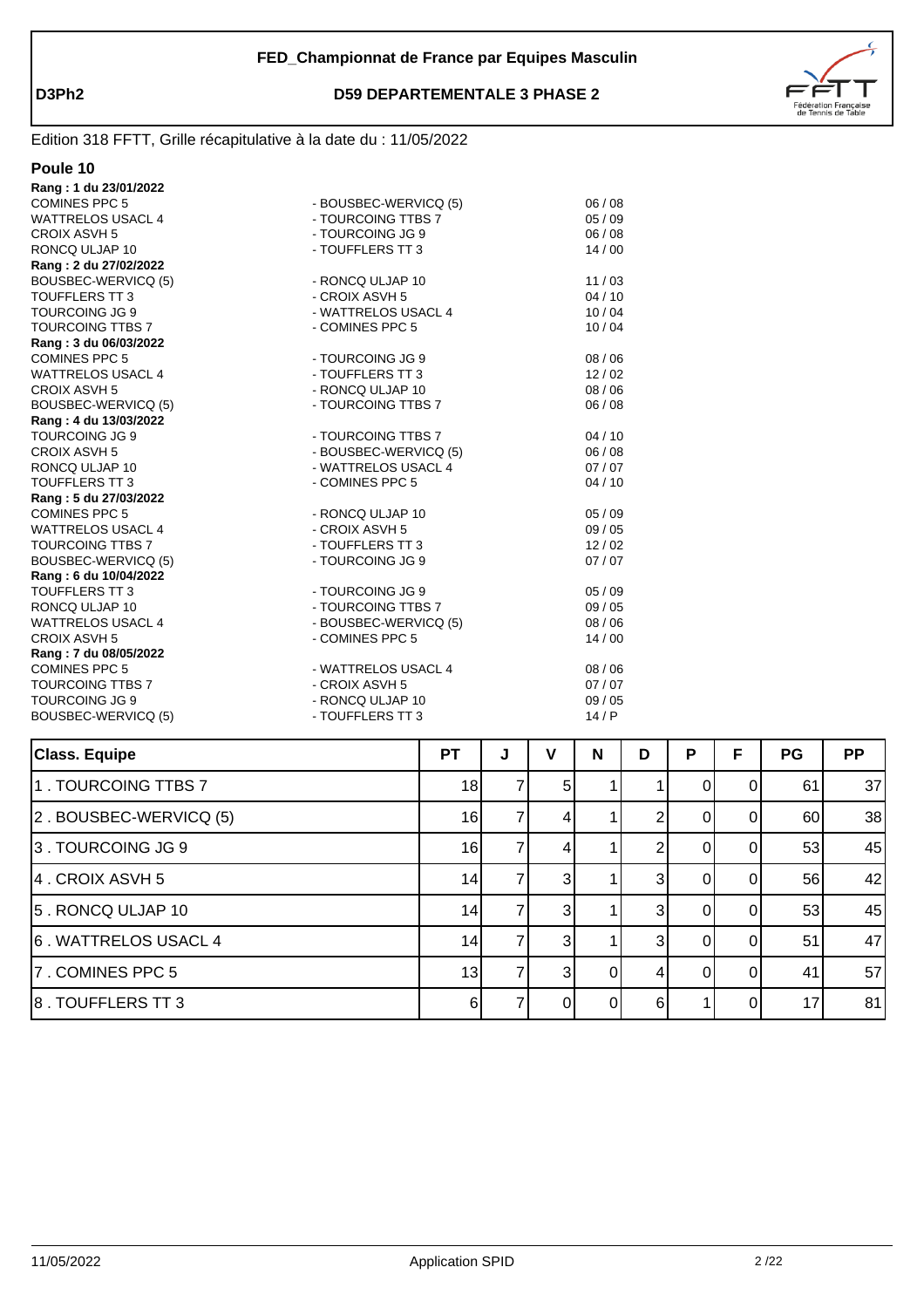**FED_Championnat de France par Equipes Masculin**

**D3Ph2**

**D59 DEPARTEMENTALE 3 PHASE 2**

Edition 318 FFTT, Grille récapitulative à la date du : 11/05/2022

## Poule 10

**Rang : 1 du 23/01/2022**

| | | |
|---|---|---|
| COMINES PPC 5 | - BOUSBEC-WERVICQ (5) | 06 / 08 |
| WATTRELOS USACL 4 | - TOURCOING TTBS 7 | 05 / 09 |
| CROIX ASVH 5 | - TOURCOING JG 9 | 06 / 08 |
| RONCQ ULJAP 10 | - TOUFFLERS TT 3 | 14 / 00 |

**Rang : 2 du 27/02/2022**

| | | |
|---|---|---|
| BOUSBEC-WERVICQ (5) | - RONCQ ULJAP 10 | 11 / 03 |
| TOUFFLERS TT 3 | - CROIX ASVH 5 | 04 / 10 |
| TOURCOING JG 9 | - WATTRELOS USACL 4 | 10 / 04 |
| TOURCOING TTBS 7 | - COMINES PPC 5 | 10 / 04 |

**Rang : 3 du 06/03/2022**

| | | |
|---|---|---|
| COMINES PPC 5 | - TOURCOING JG 9 | 08 / 06 |
| WATTRELOS USACL 4 | - TOUFFLERS TT 3 | 12 / 02 |
| CROIX ASVH 5 | - RONCQ ULJAP 10 | 08 / 06 |
| BOUSBEC-WERVICQ (5) | - TOURCOING TTBS 7 | 06 / 08 |

**Rang : 4 du 13/03/2022**

| | | |
|---|---|---|
| TOURCOING JG 9 | - TOURCOING TTBS 7 | 04 / 10 |
| CROIX ASVH 5 | - BOUSBEC-WERVICQ (5) | 06 / 08 |
| RONCQ ULJAP 10 | - WATTRELOS USACL 4 | 07 / 07 |
| TOUFFLERS TT 3 | - COMINES PPC 5 | 04 / 10 |

**Rang : 5 du 27/03/2022**

| | | |
|---|---|---|
| COMINES PPC 5 | - RONCQ ULJAP 10 | 05 / 09 |
| WATTRELOS USACL 4 | - CROIX ASVH 5 | 09 / 05 |
| TOURCOING TTBS 7 | - TOUFFLERS TT 3 | 12 / 02 |
| BOUSBEC-WERVICQ (5) | - TOURCOING JG 9 | 07 / 07 |

**Rang : 6 du 10/04/2022**

| | | |
|---|---|---|
| TOUFFLERS TT 3 | - TOURCOING JG 9 | 05 / 09 |
| RONCQ ULJAP 10 | - TOURCOING TTBS 7 | 09 / 05 |
| WATTRELOS USACL 4 | - BOUSBEC-WERVICQ (5) | 08 / 06 |
| CROIX ASVH 5 | - COMINES PPC 5 | 14 / 00 |

**Rang : 7 du 08/05/2022**

| | | |
|---|---|---|
| COMINES PPC 5 | - WATTRELOS USACL 4 | 08 / 06 |
| TOURCOING TTBS 7 | - CROIX ASVH 5 | 07 / 07 |
| TOURCOING JG 9 | - RONCQ ULJAP 10 | 09 / 05 |
| BOUSBEC-WERVICQ (5) | - TOUFFLERS TT 3 | 14 / P |

| Class. Equipe | PT | J | V | N | D | P | F | PG | PP |
|---|---|---|---|---|---|---|---|---|---|
| 1 . TOURCOING TTBS 7 | 18 | 7 | 5 | 1 | 1 | 0 | 0 | 61 | 37 |
| 2 . BOUSBEC-WERVICQ (5) | 16 | 7 | 4 | 1 | 2 | 0 | 0 | 60 | 38 |
| 3 . TOURCOING JG 9 | 16 | 7 | 4 | 1 | 2 | 0 | 0 | 53 | 45 |
| 4 . CROIX ASVH 5 | 14 | 7 | 3 | 1 | 3 | 0 | 0 | 56 | 42 |
| 5 . RONCQ ULJAP 10 | 14 | 7 | 3 | 1 | 3 | 0 | 0 | 53 | 45 |
| 6 . WATTRELOS USACL 4 | 14 | 7 | 3 | 1 | 3 | 0 | 0 | 51 | 47 |
| 7 . COMINES PPC 5 | 13 | 7 | 3 | 0 | 4 | 0 | 0 | 41 | 57 |
| 8 . TOUFFLERS TT 3 | 6 | 7 | 0 | 0 | 6 | 1 | 0 | 17 | 81 |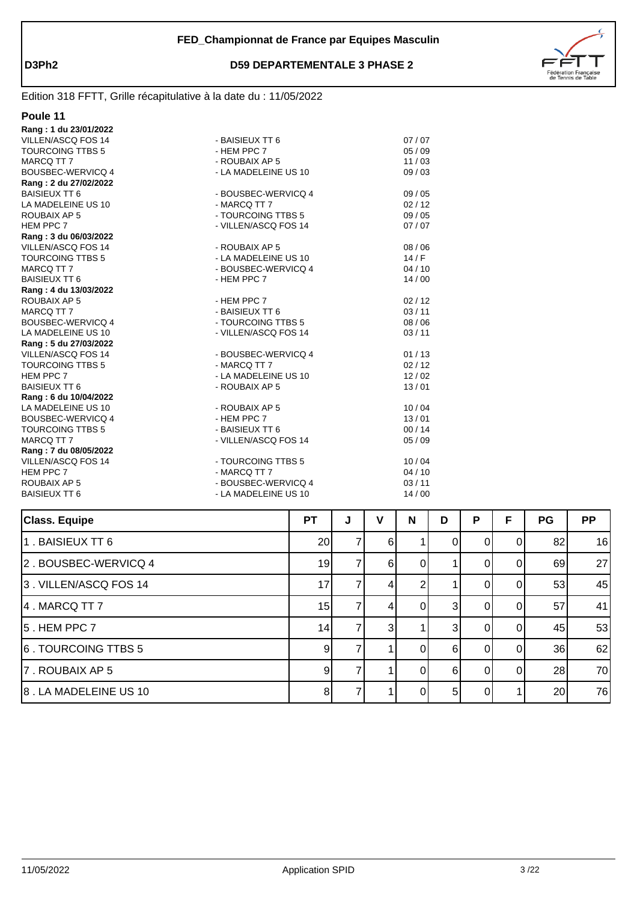**FED_Championnat de France par Equipes Masculin**

**D3Ph2** — **D59 DEPARTEMENTALE 3 PHASE 2**

Edition 318 FFTT, Grille récapitulative à la date du : 11/05/2022

## Poule 11

**Rang : 1 du 23/01/2022**

| | | |
|---|---|---|
| VILLEN/ASCQ FOS 14 | - BAISIEUX TT 6 | 07 / 07 |
| TOURCOING TTBS 5 | - HEM PPC 7 | 05 / 09 |
| MARCQ TT 7 | - ROUBAIX AP 5 | 11 / 03 |
| BOUSBEC-WERVICQ 4 | - LA MADELEINE US 10 | 09 / 03 |

**Rang : 2 du 27/02/2022**

| | | |
|---|---|---|
| BAISIEUX TT 6 | - BOUSBEC-WERVICQ 4 | 09 / 05 |
| LA MADELEINE US 10 | - MARCQ TT 7 | 02 / 12 |
| ROUBAIX AP 5 | - TOURCOING TTBS 5 | 09 / 05 |
| HEM PPC 7 | - VILLEN/ASCQ FOS 14 | 07 / 07 |

**Rang : 3 du 06/03/2022**

| | | |
|---|---|---|
| VILLEN/ASCQ FOS 14 | - ROUBAIX AP 5 | 08 / 06 |
| TOURCOING TTBS 5 | - LA MADELEINE US 10 | 14 / F |
| MARCQ TT 7 | - BOUSBEC-WERVICQ 4 | 04 / 10 |
| BAISIEUX TT 6 | - HEM PPC 7 | 14 / 00 |

**Rang : 4 du 13/03/2022**

| | | |
|---|---|---|
| ROUBAIX AP 5 | - HEM PPC 7 | 02 / 12 |
| MARCQ TT 7 | - BAISIEUX TT 6 | 03 / 11 |
| BOUSBEC-WERVICQ 4 | - TOURCOING TTBS 5 | 08 / 06 |
| LA MADELEINE US 10 | - VILLEN/ASCQ FOS 14 | 03 / 11 |

**Rang : 5 du 27/03/2022**

| | | |
|---|---|---|
| VILLEN/ASCQ FOS 14 | - BOUSBEC-WERVICQ 4 | 01 / 13 |
| TOURCOING TTBS 5 | - MARCQ TT 7 | 02 / 12 |
| HEM PPC 7 | - LA MADELEINE US 10 | 12 / 02 |
| BAISIEUX TT 6 | - ROUBAIX AP 5 | 13 / 01 |

**Rang : 6 du 10/04/2022**

| | | |
|---|---|---|
| LA MADELEINE US 10 | - ROUBAIX AP 5 | 10 / 04 |
| BOUSBEC-WERVICQ 4 | - HEM PPC 7 | 13 / 01 |
| TOURCOING TTBS 5 | - BAISIEUX TT 6 | 00 / 14 |
| MARCQ TT 7 | - VILLEN/ASCQ FOS 14 | 05 / 09 |

**Rang : 7 du 08/05/2022**

| | | |
|---|---|---|
| VILLEN/ASCQ FOS 14 | - TOURCOING TTBS 5 | 10 / 04 |
| HEM PPC 7 | - MARCQ TT 7 | 04 / 10 |
| ROUBAIX AP 5 | - BOUSBEC-WERVICQ 4 | 03 / 11 |
| BAISIEUX TT 6 | - LA MADELEINE US 10 | 14 / 00 |

| Class. Equipe | PT | J | V | N | D | P | F | PG | PP |
|---|---|---|---|---|---|---|---|---|---|
| 1 . BAISIEUX TT 6 | 20 | 7 | 6 | 1 | 0 | 0 | 0 | 82 | 16 |
| 2 . BOUSBEC-WERVICQ 4 | 19 | 7 | 6 | 0 | 1 | 0 | 0 | 69 | 27 |
| 3 . VILLEN/ASCQ FOS 14 | 17 | 7 | 4 | 2 | 1 | 0 | 0 | 53 | 45 |
| 4 . MARCQ TT 7 | 15 | 7 | 4 | 0 | 3 | 0 | 0 | 57 | 41 |
| 5 . HEM PPC 7 | 14 | 7 | 3 | 1 | 3 | 0 | 0 | 45 | 53 |
| 6 . TOURCOING TTBS 5 | 9 | 7 | 1 | 0 | 6 | 0 | 0 | 36 | 62 |
| 7 . ROUBAIX AP 5 | 9 | 7 | 1 | 0 | 6 | 0 | 0 | 28 | 70 |
| 8 . LA MADELEINE US 10 | 8 | 7 | 1 | 0 | 5 | 0 | 1 | 20 | 76 |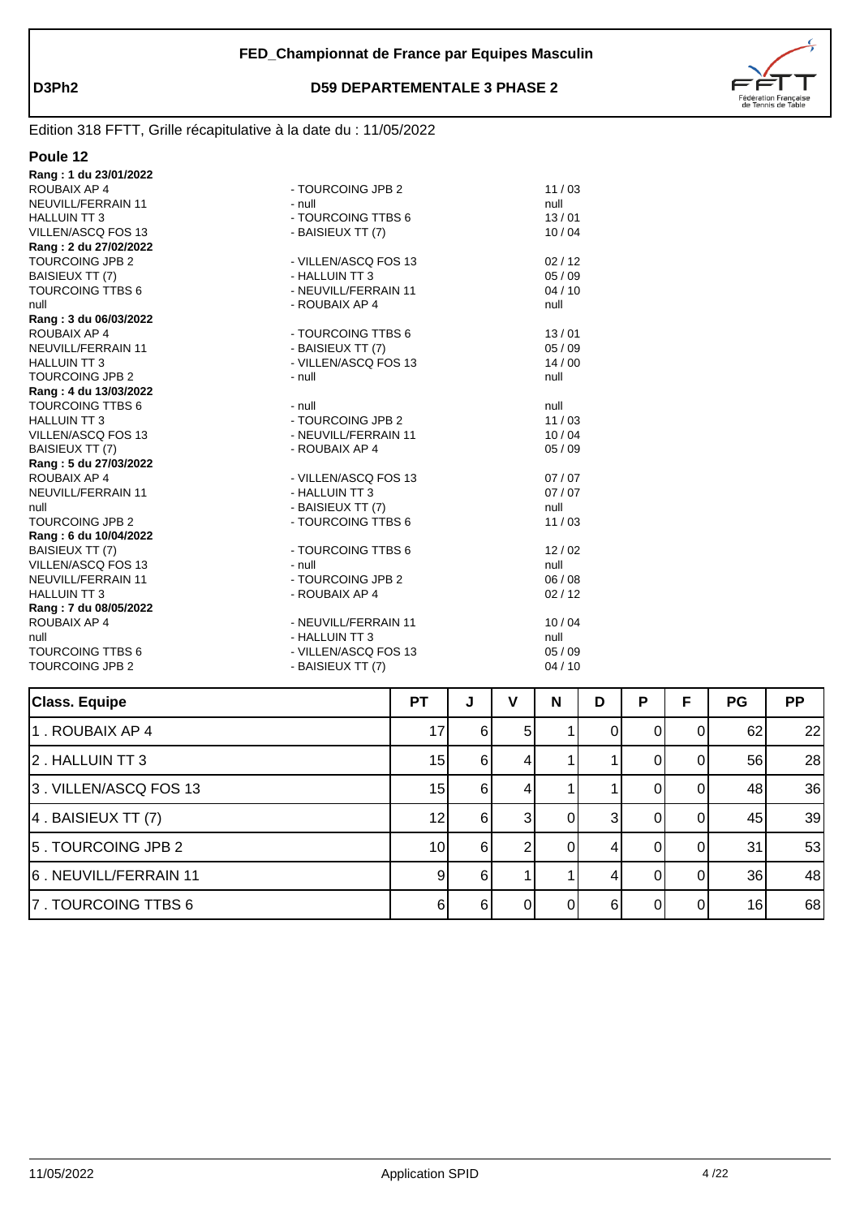**FED_Championnat de France par Equipes Masculin**

**D3Ph2** **D59 DEPARTEMENTALE 3 PHASE 2**

Edition 318 FFTT, Grille récapitulative à la date du : 11/05/2022

## Poule 12

**Rang : 1 du 23/01/2022**

| | | |
|---|---|---|
| ROUBAIX AP 4 | - TOURCOING JPB 2 | 11 / 03 |
| NEUVILL/FERRAIN 11 | - null | null |
| HALLUIN TT 3 | - TOURCOING TTBS 6 | 13 / 01 |
| VILLEN/ASCQ FOS 13 | - BAISIEUX TT (7) | 10 / 04 |

**Rang : 2 du 27/02/2022**

| | | |
|---|---|---|
| TOURCOING JPB 2 | - VILLEN/ASCQ FOS 13 | 02 / 12 |
| BAISIEUX TT (7) | - HALLUIN TT 3 | 05 / 09 |
| TOURCOING TTBS 6 | - NEUVILL/FERRAIN 11 | 04 / 10 |
| null | - ROUBAIX AP 4 | null |

**Rang : 3 du 06/03/2022**

| | | |
|---|---|---|
| ROUBAIX AP 4 | - TOURCOING TTBS 6 | 13 / 01 |
| NEUVILL/FERRAIN 11 | - BAISIEUX TT (7) | 05 / 09 |
| HALLUIN TT 3 | - VILLEN/ASCQ FOS 13 | 14 / 00 |
| TOURCOING JPB 2 | - null | null |

**Rang : 4 du 13/03/2022**

| | | |
|---|---|---|
| TOURCOING TTBS 6 | - null | null |
| HALLUIN TT 3 | - TOURCOING JPB 2 | 11 / 03 |
| VILLEN/ASCQ FOS 13 | - NEUVILL/FERRAIN 11 | 10 / 04 |
| BAISIEUX TT (7) | - ROUBAIX AP 4 | 05 / 09 |

**Rang : 5 du 27/03/2022**

| | | |
|---|---|---|
| ROUBAIX AP 4 | - VILLEN/ASCQ FOS 13 | 07 / 07 |
| NEUVILL/FERRAIN 11 | - HALLUIN TT 3 | 07 / 07 |
| null | - BAISIEUX TT (7) | null |
| TOURCOING JPB 2 | - TOURCOING TTBS 6 | 11 / 03 |

**Rang : 6 du 10/04/2022**

| | | |
|---|---|---|
| BAISIEUX TT (7) | - TOURCOING TTBS 6 | 12 / 02 |
| VILLEN/ASCQ FOS 13 | - null | null |
| NEUVILL/FERRAIN 11 | - TOURCOING JPB 2 | 06 / 08 |
| HALLUIN TT 3 | - ROUBAIX AP 4 | 02 / 12 |

**Rang : 7 du 08/05/2022**

| | | |
|---|---|---|
| ROUBAIX AP 4 | - NEUVILL/FERRAIN 11 | 10 / 04 |
| null | - HALLUIN TT 3 | null |
| TOURCOING TTBS 6 | - VILLEN/ASCQ FOS 13 | 05 / 09 |
| TOURCOING JPB 2 | - BAISIEUX TT (7) | 04 / 10 |

| Class. Equipe | PT | J | V | N | D | P | F | PG | PP |
|---|---|---|---|---|---|---|---|---|---|
| 1 . ROUBAIX AP 4 | 17 | 6 | 5 | 1 | 0 | 0 | 0 | 62 | 22 |
| 2 . HALLUIN TT 3 | 15 | 6 | 4 | 1 | 1 | 0 | 0 | 56 | 28 |
| 3 . VILLEN/ASCQ FOS 13 | 15 | 6 | 4 | 1 | 1 | 0 | 0 | 48 | 36 |
| 4 . BAISIEUX TT (7) | 12 | 6 | 3 | 0 | 3 | 0 | 0 | 45 | 39 |
| 5 . TOURCOING JPB 2 | 10 | 6 | 2 | 0 | 4 | 0 | 0 | 31 | 53 |
| 6 . NEUVILL/FERRAIN 11 | 9 | 6 | 1 | 1 | 4 | 0 | 0 | 36 | 48 |
| 7 . TOURCOING TTBS 6 | 6 | 6 | 0 | 0 | 6 | 0 | 0 | 16 | 68 |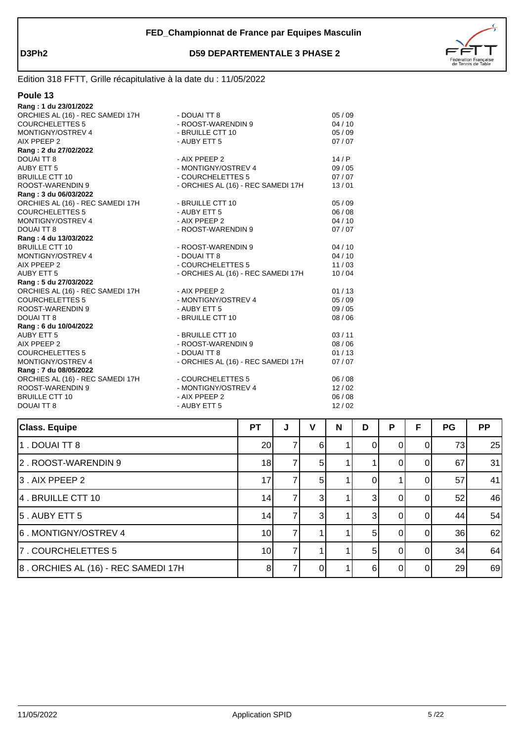**FED_Championnat de France par Equipes Masculin**

**D3Ph2** **D59 DEPARTEMENTALE 3 PHASE 2**

Edition 318 FFTT, Grille récapitulative à la date du : 11/05/2022

## Poule 13

**Rang : 1 du 23/01/2022**

| | | |
|---|---|---|
| ORCHIES AL (16) - REC SAMEDI 17H | - DOUAI TT 8 | 05 / 09 |
| COURCHELETTES 5 | - ROOST-WARENDIN 9 | 04 / 10 |
| MONTIGNY/OSTREV 4 | - BRUILLE CTT 10 | 05 / 09 |
| AIX PPEEP 2 | - AUBY ETT 5 | 07 / 07 |

**Rang : 2 du 27/02/2022**

| | | |
|---|---|---|
| DOUAI TT 8 | - AIX PPEEP 2 | 14 / P |
| AUBY ETT 5 | - MONTIGNY/OSTREV 4 | 09 / 05 |
| BRUILLE CTT 10 | - COURCHELETTES 5 | 07 / 07 |
| ROOST-WARENDIN 9 | - ORCHIES AL (16) - REC SAMEDI 17H | 13 / 01 |

**Rang : 3 du 06/03/2022**

| | | |
|---|---|---|
| ORCHIES AL (16) - REC SAMEDI 17H | - BRUILLE CTT 10 | 05 / 09 |
| COURCHELETTES 5 | - AUBY ETT 5 | 06 / 08 |
| MONTIGNY/OSTREV 4 | - AIX PPEEP 2 | 04 / 10 |
| DOUAI TT 8 | - ROOST-WARENDIN 9 | 07 / 07 |

**Rang : 4 du 13/03/2022**

| | | |
|---|---|---|
| BRUILLE CTT 10 | - ROOST-WARENDIN 9 | 04 / 10 |
| MONTIGNY/OSTREV 4 | - DOUAI TT 8 | 04 / 10 |
| AIX PPEEP 2 | - COURCHELETTES 5 | 11 / 03 |
| AUBY ETT 5 | - ORCHIES AL (16) - REC SAMEDI 17H | 10 / 04 |

**Rang : 5 du 27/03/2022**

| | | |
|---|---|---|
| ORCHIES AL (16) - REC SAMEDI 17H | - AIX PPEEP 2 | 01 / 13 |
| COURCHELETTES 5 | - MONTIGNY/OSTREV 4 | 05 / 09 |
| ROOST-WARENDIN 9 | - AUBY ETT 5 | 09 / 05 |
| DOUAI TT 8 | - BRUILLE CTT 10 | 08 / 06 |

**Rang : 6 du 10/04/2022**

| | | |
|---|---|---|
| AUBY ETT 5 | - BRUILLE CTT 10 | 03 / 11 |
| AIX PPEEP 2 | - ROOST-WARENDIN 9 | 08 / 06 |
| COURCHELETTES 5 | - DOUAI TT 8 | 01 / 13 |
| MONTIGNY/OSTREV 4 | - ORCHIES AL (16) - REC SAMEDI 17H | 07 / 07 |

**Rang : 7 du 08/05/2022**

| | | |
|---|---|---|
| ORCHIES AL (16) - REC SAMEDI 17H | - COURCHELETTES 5 | 06 / 08 |
| ROOST-WARENDIN 9 | - MONTIGNY/OSTREV 4 | 12 / 02 |
| BRUILLE CTT 10 | - AIX PPEEP 2 | 06 / 08 |
| DOUAI TT 8 | - AUBY ETT 5 | 12 / 02 |

| Class. Equipe | PT | J | V | N | D | P | F | PG | PP |
|---|---|---|---|---|---|---|---|---|---|
| 1 . DOUAI TT 8 | 20 | 7 | 6 | 1 | 0 | 0 | 0 | 73 | 25 |
| 2 . ROOST-WARENDIN 9 | 18 | 7 | 5 | 1 | 1 | 0 | 0 | 67 | 31 |
| 3 . AIX PPEEP 2 | 17 | 7 | 5 | 1 | 0 | 1 | 0 | 57 | 41 |
| 4 . BRUILLE CTT 10 | 14 | 7 | 3 | 1 | 3 | 0 | 0 | 52 | 46 |
| 5 . AUBY ETT 5 | 14 | 7 | 3 | 1 | 3 | 0 | 0 | 44 | 54 |
| 6 . MONTIGNY/OSTREV 4 | 10 | 7 | 1 | 1 | 5 | 0 | 0 | 36 | 62 |
| 7 . COURCHELETTES 5 | 10 | 7 | 1 | 1 | 5 | 0 | 0 | 34 | 64 |
| 8 . ORCHIES AL (16) - REC SAMEDI 17H | 8 | 7 | 0 | 1 | 6 | 0 | 0 | 29 | 69 |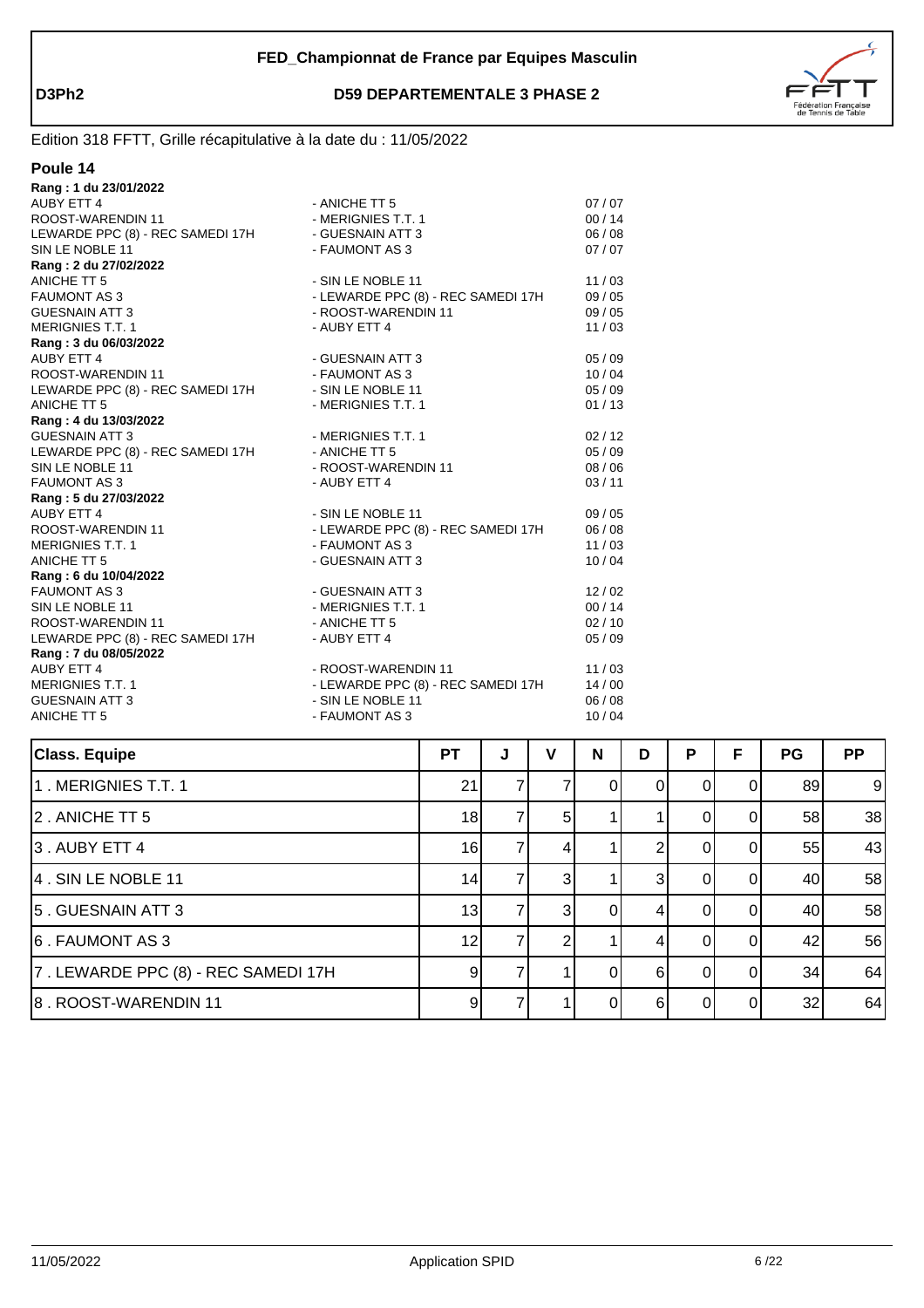**FED_Championnat de France par Equipes Masculin**

**D3Ph2** — **D59 DEPARTEMENTALE 3 PHASE 2**

Edition 318 FFTT, Grille récapitulative à la date du : 11/05/2022

## Poule 14

**Rang : 1 du 23/01/2022**

| | | |
|---|---|---|
| AUBY ETT 4 | - ANICHE TT 5 | 07 / 07 |
| ROOST-WARENDIN 11 | - MERIGNIES T.T. 1 | 00 / 14 |
| LEWARDE PPC (8) - REC SAMEDI 17H | - GUESNAIN ATT 3 | 06 / 08 |
| SIN LE NOBLE 11 | - FAUMONT AS 3 | 07 / 07 |

**Rang : 2 du 27/02/2022**

| | | |
|---|---|---|
| ANICHE TT 5 | - SIN LE NOBLE 11 | 11 / 03 |
| FAUMONT AS 3 | - LEWARDE PPC (8) - REC SAMEDI 17H | 09 / 05 |
| GUESNAIN ATT 3 | - ROOST-WARENDIN 11 | 09 / 05 |
| MERIGNIES T.T. 1 | - AUBY ETT 4 | 11 / 03 |

**Rang : 3 du 06/03/2022**

| | | |
|---|---|---|
| AUBY ETT 4 | - GUESNAIN ATT 3 | 05 / 09 |
| ROOST-WARENDIN 11 | - FAUMONT AS 3 | 10 / 04 |
| LEWARDE PPC (8) - REC SAMEDI 17H | - SIN LE NOBLE 11 | 05 / 09 |
| ANICHE TT 5 | - MERIGNIES T.T. 1 | 01 / 13 |

**Rang : 4 du 13/03/2022**

| | | |
|---|---|---|
| GUESNAIN ATT 3 | - MERIGNIES T.T. 1 | 02 / 12 |
| LEWARDE PPC (8) - REC SAMEDI 17H | - ANICHE TT 5 | 05 / 09 |
| SIN LE NOBLE 11 | - ROOST-WARENDIN 11 | 08 / 06 |
| FAUMONT AS 3 | - AUBY ETT 4 | 03 / 11 |

**Rang : 5 du 27/03/2022**

| | | |
|---|---|---|
| AUBY ETT 4 | - SIN LE NOBLE 11 | 09 / 05 |
| ROOST-WARENDIN 11 | - LEWARDE PPC (8) - REC SAMEDI 17H | 06 / 08 |
| MERIGNIES T.T. 1 | - FAUMONT AS 3 | 11 / 03 |
| ANICHE TT 5 | - GUESNAIN ATT 3 | 10 / 04 |

**Rang : 6 du 10/04/2022**

| | | |
|---|---|---|
| FAUMONT AS 3 | - GUESNAIN ATT 3 | 12 / 02 |
| SIN LE NOBLE 11 | - MERIGNIES T.T. 1 | 00 / 14 |
| ROOST-WARENDIN 11 | - ANICHE TT 5 | 02 / 10 |
| LEWARDE PPC (8) - REC SAMEDI 17H | - AUBY ETT 4 | 05 / 09 |

**Rang : 7 du 08/05/2022**

| | | |
|---|---|---|
| AUBY ETT 4 | - ROOST-WARENDIN 11 | 11 / 03 |
| MERIGNIES T.T. 1 | - LEWARDE PPC (8) - REC SAMEDI 17H | 14 / 00 |
| GUESNAIN ATT 3 | - SIN LE NOBLE 11 | 06 / 08 |
| ANICHE TT 5 | - FAUMONT AS 3 | 10 / 04 |

| Class. Equipe | PT | J | V | N | D | P | F | PG | PP |
|---|---|---|---|---|---|---|---|---|---|
| 1 . MERIGNIES T.T. 1 | 21 | 7 | 7 | 0 | 0 | 0 | 0 | 89 | 9 |
| 2 . ANICHE TT 5 | 18 | 7 | 5 | 1 | 1 | 0 | 0 | 58 | 38 |
| 3 . AUBY ETT 4 | 16 | 7 | 4 | 1 | 2 | 0 | 0 | 55 | 43 |
| 4 . SIN LE NOBLE 11 | 14 | 7 | 3 | 1 | 3 | 0 | 0 | 40 | 58 |
| 5 . GUESNAIN ATT 3 | 13 | 7 | 3 | 0 | 4 | 0 | 0 | 40 | 58 |
| 6 . FAUMONT AS 3 | 12 | 7 | 2 | 1 | 4 | 0 | 0 | 42 | 56 |
| 7 . LEWARDE PPC (8) - REC SAMEDI 17H | 9 | 7 | 1 | 0 | 6 | 0 | 0 | 34 | 64 |
| 8 . ROOST-WARENDIN 11 | 9 | 7 | 1 | 0 | 6 | 0 | 0 | 32 | 64 |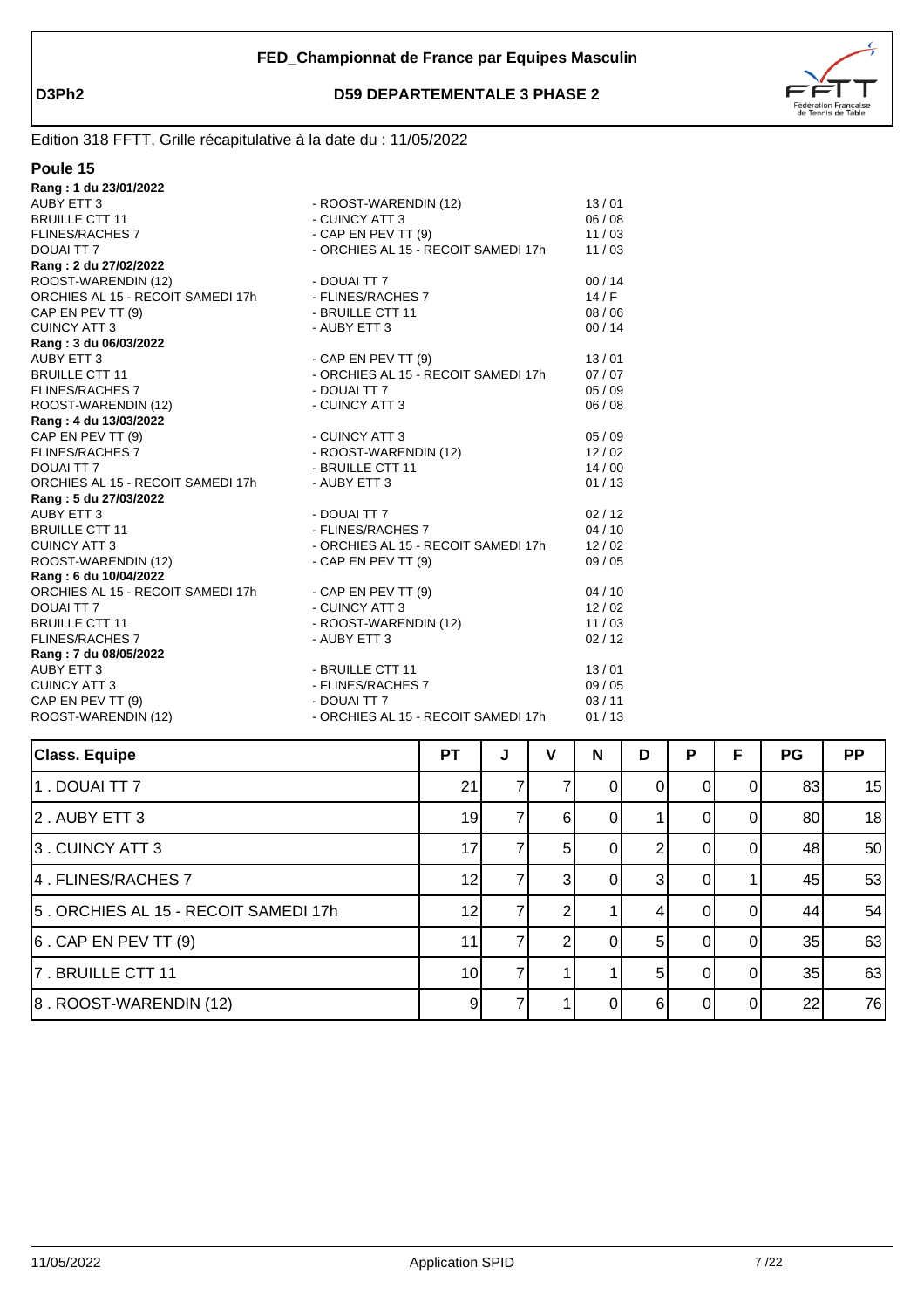**FED_Championnat de France par Equipes Masculin**

**D3Ph2** — **D59 DEPARTEMENTALE 3 PHASE 2**

Edition 318 FFTT, Grille récapitulative à la date du : 11/05/2022

## Poule 15

**Rang : 1 du 23/01/2022**

| | | |
|---|---|---|
| AUBY ETT 3 | - ROOST-WARENDIN (12) | 13 / 01 |
| BRUILLE CTT 11 | - CUINCY ATT 3 | 06 / 08 |
| FLINES/RACHES 7 | - CAP EN PEV TT (9) | 11 / 03 |
| DOUAI TT 7 | - ORCHIES AL 15 - RECOIT SAMEDI 17h | 11 / 03 |

**Rang : 2 du 27/02/2022**

| | | |
|---|---|---|
| ROOST-WARENDIN (12) | - DOUAI TT 7 | 00 / 14 |
| ORCHIES AL 15 - RECOIT SAMEDI 17h | - FLINES/RACHES 7 | 14 / F |
| CAP EN PEV TT (9) | - BRUILLE CTT 11 | 08 / 06 |
| CUINCY ATT 3 | - AUBY ETT 3 | 00 / 14 |

**Rang : 3 du 06/03/2022**

| | | |
|---|---|---|
| AUBY ETT 3 | - CAP EN PEV TT (9) | 13 / 01 |
| BRUILLE CTT 11 | - ORCHIES AL 15 - RECOIT SAMEDI 17h | 07 / 07 |
| FLINES/RACHES 7 | - DOUAI TT 7 | 05 / 09 |
| ROOST-WARENDIN (12) | - CUINCY ATT 3 | 06 / 08 |

**Rang : 4 du 13/03/2022**

| | | |
|---|---|---|
| CAP EN PEV TT (9) | - CUINCY ATT 3 | 05 / 09 |
| FLINES/RACHES 7 | - ROOST-WARENDIN (12) | 12 / 02 |
| DOUAI TT 7 | - BRUILLE CTT 11 | 14 / 00 |
| ORCHIES AL 15 - RECOIT SAMEDI 17h | - AUBY ETT 3 | 01 / 13 |

**Rang : 5 du 27/03/2022**

| | | |
|---|---|---|
| AUBY ETT 3 | - DOUAI TT 7 | 02 / 12 |
| BRUILLE CTT 11 | - FLINES/RACHES 7 | 04 / 10 |
| CUINCY ATT 3 | - ORCHIES AL 15 - RECOIT SAMEDI 17h | 12 / 02 |
| ROOST-WARENDIN (12) | - CAP EN PEV TT (9) | 09 / 05 |

**Rang : 6 du 10/04/2022**

| | | |
|---|---|---|
| ORCHIES AL 15 - RECOIT SAMEDI 17h | - CAP EN PEV TT (9) | 04 / 10 |
| DOUAI TT 7 | - CUINCY ATT 3 | 12 / 02 |
| BRUILLE CTT 11 | - ROOST-WARENDIN (12) | 11 / 03 |
| FLINES/RACHES 7 | - AUBY ETT 3 | 02 / 12 |

**Rang : 7 du 08/05/2022**

| | | |
|---|---|---|
| AUBY ETT 3 | - BRUILLE CTT 11 | 13 / 01 |
| CUINCY ATT 3 | - FLINES/RACHES 7 | 09 / 05 |
| CAP EN PEV TT (9) | - DOUAI TT 7 | 03 / 11 |
| ROOST-WARENDIN (12) | - ORCHIES AL 15 - RECOIT SAMEDI 17h | 01 / 13 |

| Class. Equipe | PT | J | V | N | D | P | F | PG | PP |
|---|---|---|---|---|---|---|---|---|---|
| 1 . DOUAI TT 7 | 21 | 7 | 7 | 0 | 0 | 0 | 0 | 83 | 15 |
| 2 . AUBY ETT 3 | 19 | 7 | 6 | 0 | 1 | 0 | 0 | 80 | 18 |
| 3 . CUINCY ATT 3 | 17 | 7 | 5 | 0 | 2 | 0 | 0 | 48 | 50 |
| 4 . FLINES/RACHES 7 | 12 | 7 | 3 | 0 | 3 | 0 | 1 | 45 | 53 |
| 5 . ORCHIES AL 15 - RECOIT SAMEDI 17h | 12 | 7 | 2 | 1 | 4 | 0 | 0 | 44 | 54 |
| 6 . CAP EN PEV TT (9) | 11 | 7 | 2 | 0 | 5 | 0 | 0 | 35 | 63 |
| 7 . BRUILLE CTT 11 | 10 | 7 | 1 | 1 | 5 | 0 | 0 | 35 | 63 |
| 8 . ROOST-WARENDIN (12) | 9 | 7 | 1 | 0 | 6 | 0 | 0 | 22 | 76 |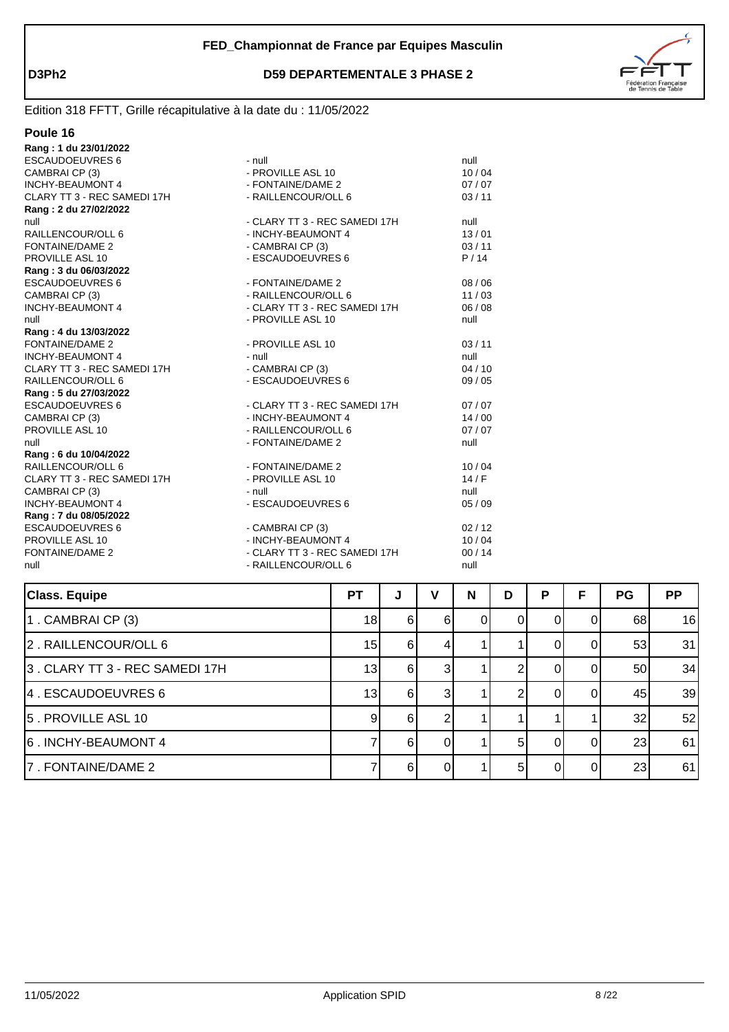FED_Championnat de France par Equipes Masculin

D3Ph2

**D59 DEPARTEMENTALE 3 PHASE 2**

Edition 318 FFTT, Grille récapitulative à la date du : 11/05/2022

## Poule 16

**Rang : 1 du 23/01/2022**

| | | |
|---|---|---|
| ESCAUDOEUVRES 6 | - null | null |
| CAMBRAI CP (3) | - PROVILLE ASL 10 | 10 / 04 |
| INCHY-BEAUMONT 4 | - FONTAINE/DAME 2 | 07 / 07 |
| CLARY TT 3 - REC SAMEDI 17H | - RAILLENCOUR/OLL 6 | 03 / 11 |

**Rang : 2 du 27/02/2022**

| | | |
|---|---|---|
| null | - CLARY TT 3 - REC SAMEDI 17H | null |
| RAILLENCOUR/OLL 6 | - INCHY-BEAUMONT 4 | 13 / 01 |
| FONTAINE/DAME 2 | - CAMBRAI CP (3) | 03 / 11 |
| PROVILLE ASL 10 | - ESCAUDOEUVRES 6 | P / 14 |

**Rang : 3 du 06/03/2022**

| | | |
|---|---|---|
| ESCAUDOEUVRES 6 | - FONTAINE/DAME 2 | 08 / 06 |
| CAMBRAI CP (3) | - RAILLENCOUR/OLL 6 | 11 / 03 |
| INCHY-BEAUMONT 4 | - CLARY TT 3 - REC SAMEDI 17H | 06 / 08 |
| null | - PROVILLE ASL 10 | null |

**Rang : 4 du 13/03/2022**

| | | |
|---|---|---|
| FONTAINE/DAME 2 | - PROVILLE ASL 10 | 03 / 11 |
| INCHY-BEAUMONT 4 | - null | null |
| CLARY TT 3 - REC SAMEDI 17H | - CAMBRAI CP (3) | 04 / 10 |
| RAILLENCOUR/OLL 6 | - ESCAUDOEUVRES 6 | 09 / 05 |

**Rang : 5 du 27/03/2022**

| | | |
|---|---|---|
| ESCAUDOEUVRES 6 | - CLARY TT 3 - REC SAMEDI 17H | 07 / 07 |
| CAMBRAI CP (3) | - INCHY-BEAUMONT 4 | 14 / 00 |
| PROVILLE ASL 10 | - RAILLENCOUR/OLL 6 | 07 / 07 |
| null | - FONTAINE/DAME 2 | null |

**Rang : 6 du 10/04/2022**

| | | |
|---|---|---|
| RAILLENCOUR/OLL 6 | - FONTAINE/DAME 2 | 10 / 04 |
| CLARY TT 3 - REC SAMEDI 17H | - PROVILLE ASL 10 | 14 / F |
| CAMBRAI CP (3) | - null | null |
| INCHY-BEAUMONT 4 | - ESCAUDOEUVRES 6 | 05 / 09 |

**Rang : 7 du 08/05/2022**

| | | |
|---|---|---|
| ESCAUDOEUVRES 6 | - CAMBRAI CP (3) | 02 / 12 |
| PROVILLE ASL 10 | - INCHY-BEAUMONT 4 | 10 / 04 |
| FONTAINE/DAME 2 | - CLARY TT 3 - REC SAMEDI 17H | 00 / 14 |
| null | - RAILLENCOUR/OLL 6 | null |

| Class. Equipe | PT | J | V | N | D | P | F | PG | PP |
|---|---|---|---|---|---|---|---|---|---|
| 1 . CAMBRAI CP (3) | 18 | 6 | 6 | 0 | 0 | 0 | 0 | 68 | 16 |
| 2 . RAILLENCOUR/OLL 6 | 15 | 6 | 4 | 1 | 1 | 0 | 0 | 53 | 31 |
| 3 . CLARY TT 3 - REC SAMEDI 17H | 13 | 6 | 3 | 1 | 2 | 0 | 0 | 50 | 34 |
| 4 . ESCAUDOEUVRES 6 | 13 | 6 | 3 | 1 | 2 | 0 | 0 | 45 | 39 |
| 5 . PROVILLE ASL 10 | 9 | 6 | 2 | 1 | 1 | 1 | 1 | 32 | 52 |
| 6 . INCHY-BEAUMONT 4 | 7 | 6 | 0 | 1 | 5 | 0 | 0 | 23 | 61 |
| 7 . FONTAINE/DAME 2 | 7 | 6 | 0 | 1 | 5 | 0 | 0 | 23 | 61 |

11/05/2022 Application SPID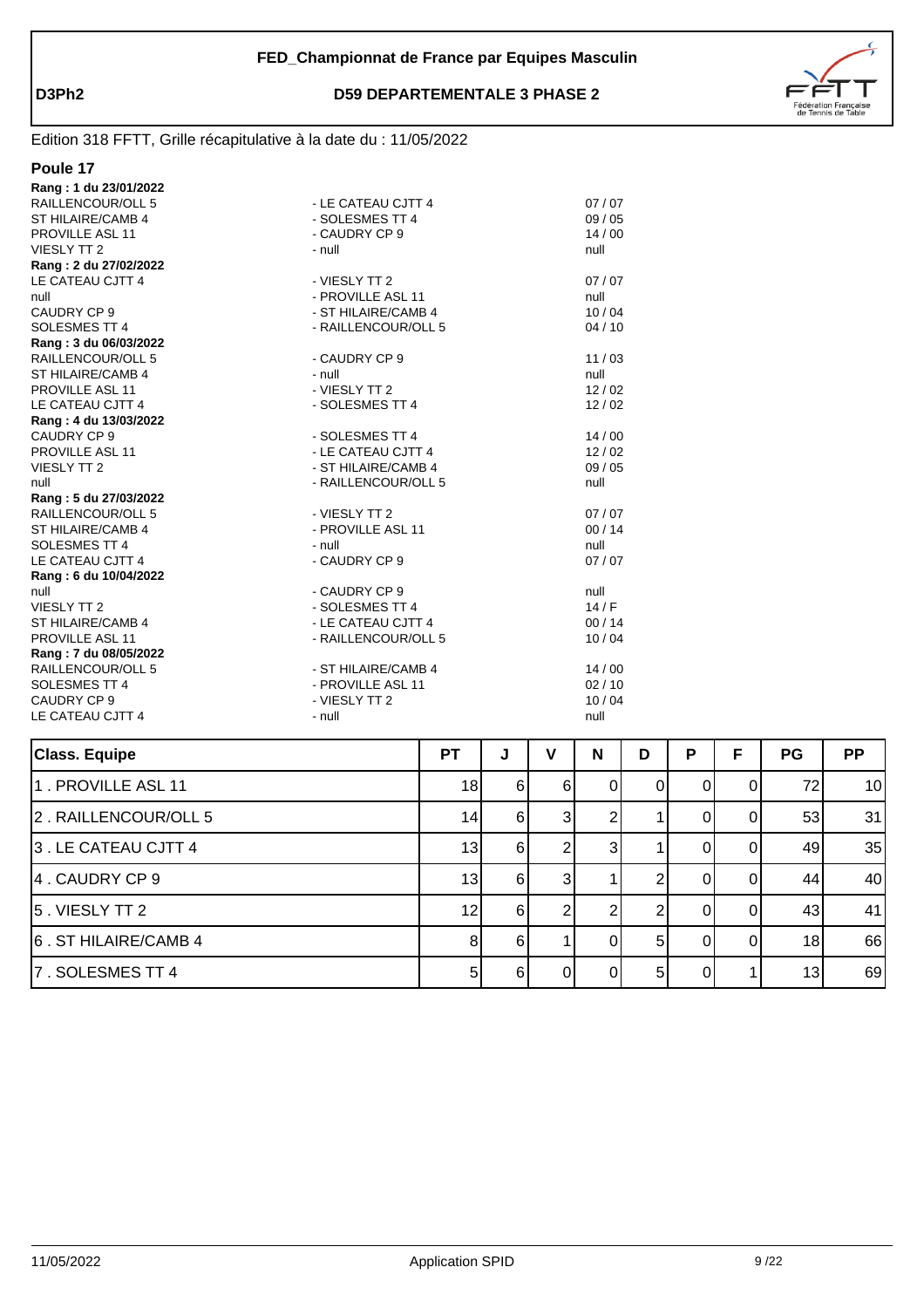**D3Ph2**

# FED_Championnat de France par Equipes Masculin

## D59 DEPARTEMENTALE 3 PHASE 2

Edition 318 FFTT, Grille récapitulative à la date du : 11/05/2022

### Poule 17

**Rang : 1 du 23/01/2022**

| | | |
|---|---|---|
| RAILLENCOUR/OLL 5 | - LE CATEAU CJTT 4 | 07 / 07 |
| ST HILAIRE/CAMB 4 | - SOLESMES TT 4 | 09 / 05 |
| PROVILLE ASL 11 | - CAUDRY CP 9 | 14 / 00 |
| VIESLY TT 2 | - null | null |

**Rang : 2 du 27/02/2022**

| | | |
|---|---|---|
| LE CATEAU CJTT 4 | - VIESLY TT 2 | 07 / 07 |
| null | - PROVILLE ASL 11 | null |
| CAUDRY CP 9 | - ST HILAIRE/CAMB 4 | 10 / 04 |
| SOLESMES TT 4 | - RAILLENCOUR/OLL 5 | 04 / 10 |

**Rang : 3 du 06/03/2022**

| | | |
|---|---|---|
| RAILLENCOUR/OLL 5 | - CAUDRY CP 9 | 11 / 03 |
| ST HILAIRE/CAMB 4 | - null | null |
| PROVILLE ASL 11 | - VIESLY TT 2 | 12 / 02 |
| LE CATEAU CJTT 4 | - SOLESMES TT 4 | 12 / 02 |

**Rang : 4 du 13/03/2022**

| | | |
|---|---|---|
| CAUDRY CP 9 | - SOLESMES TT 4 | 14 / 00 |
| PROVILLE ASL 11 | - LE CATEAU CJTT 4 | 12 / 02 |
| VIESLY TT 2 | - ST HILAIRE/CAMB 4 | 09 / 05 |
| null | - RAILLENCOUR/OLL 5 | null |

**Rang : 5 du 27/03/2022**

| | | |
|---|---|---|
| RAILLENCOUR/OLL 5 | - VIESLY TT 2 | 07 / 07 |
| ST HILAIRE/CAMB 4 | - PROVILLE ASL 11 | 00 / 14 |
| SOLESMES TT 4 | - null | null |
| LE CATEAU CJTT 4 | - CAUDRY CP 9 | 07 / 07 |

**Rang : 6 du 10/04/2022**

| | | |
|---|---|---|
| null | - CAUDRY CP 9 | null |
| VIESLY TT 2 | - SOLESMES TT 4 | 14 / F |
| ST HILAIRE/CAMB 4 | - LE CATEAU CJTT 4 | 00 / 14 |
| PROVILLE ASL 11 | - RAILLENCOUR/OLL 5 | 10 / 04 |

**Rang : 7 du 08/05/2022**

| | | |
|---|---|---|
| RAILLENCOUR/OLL 5 | - ST HILAIRE/CAMB 4 | 14 / 00 |
| SOLESMES TT 4 | - PROVILLE ASL 11 | 02 / 10 |
| CAUDRY CP 9 | - VIESLY TT 2 | 10 / 04 |
| LE CATEAU CJTT 4 | - null | null |

| Class. Equipe | PT | J | V | N | D | P | F | PG | PP |
|---|---|---|---|---|---|---|---|---|---|
| 1 . PROVILLE ASL 11 | 18 | 6 | 6 | 0 | 0 | 0 | 0 | 72 | 10 |
| 2 . RAILLENCOUR/OLL 5 | 14 | 6 | 3 | 2 | 1 | 0 | 0 | 53 | 31 |
| 3 . LE CATEAU CJTT 4 | 13 | 6 | 2 | 3 | 1 | 0 | 0 | 49 | 35 |
| 4 . CAUDRY CP 9 | 13 | 6 | 3 | 1 | 2 | 0 | 0 | 44 | 40 |
| 5 . VIESLY TT 2 | 12 | 6 | 2 | 2 | 2 | 0 | 0 | 43 | 41 |
| 6 . ST HILAIRE/CAMB 4 | 8 | 6 | 1 | 0 | 5 | 0 | 0 | 18 | 66 |
| 7 . SOLESMES TT 4 | 5 | 6 | 0 | 0 | 5 | 0 | 1 | 13 | 69 |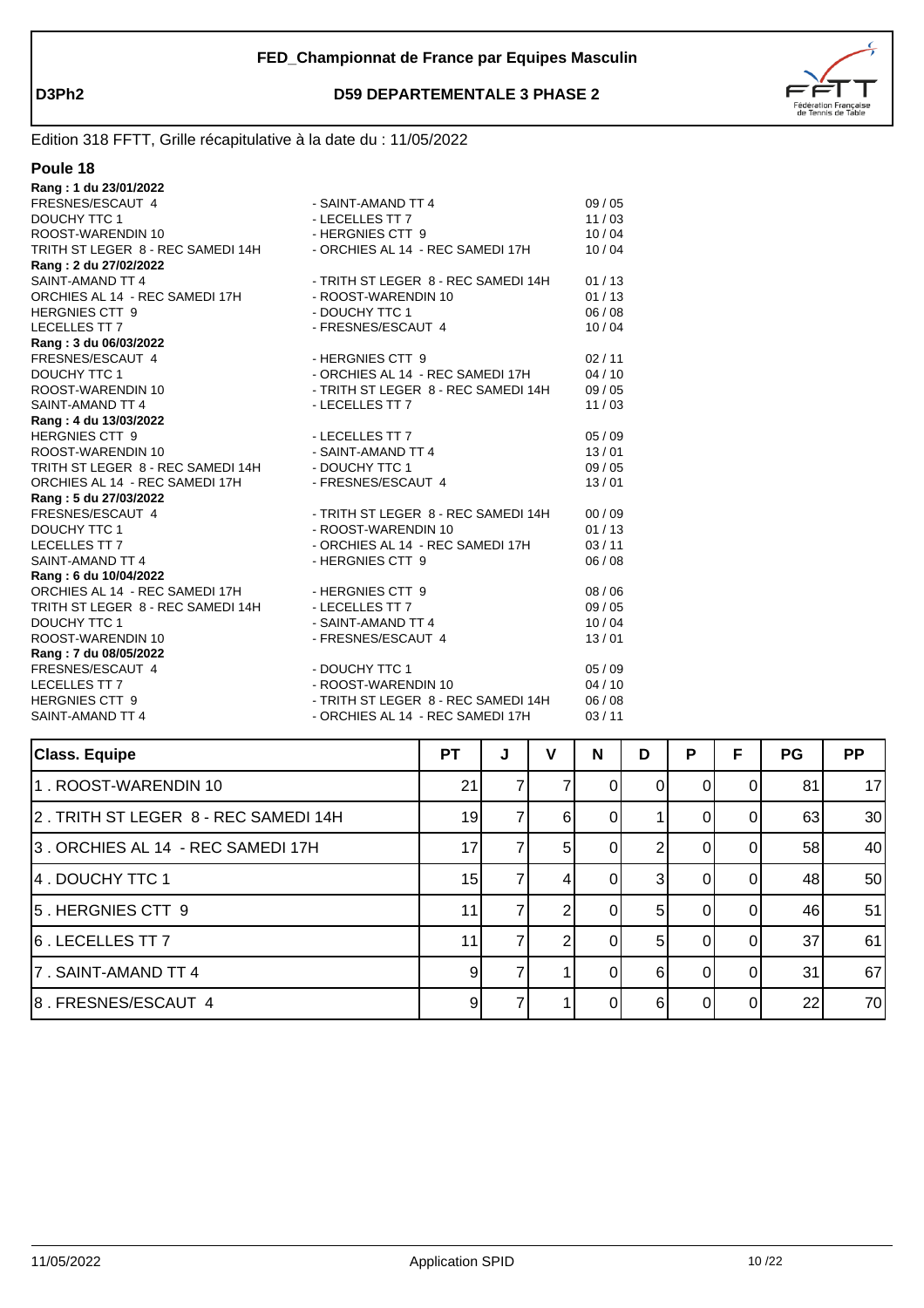**FED_Championnat de France par Equipes Masculin**

**D3Ph2** **D59 DEPARTEMENTALE 3 PHASE 2**

Edition 318 FFTT, Grille récapitulative à la date du : 11/05/2022

## Poule 18

**Rang : 1 du 23/01/2022**

| | | |
|---|---|---|
| FRESNES/ESCAUT 4 | - SAINT-AMAND TT 4 | 09 / 05 |
| DOUCHY TTC 1 | - LECELLES TT 7 | 11 / 03 |
| ROOST-WARENDIN 10 | - HERGNIES CTT 9 | 10 / 04 |
| TRITH ST LEGER 8 - REC SAMEDI 14H | - ORCHIES AL 14 - REC SAMEDI 17H | 10 / 04 |

**Rang : 2 du 27/02/2022**

| | | |
|---|---|---|
| SAINT-AMAND TT 4 | - TRITH ST LEGER 8 - REC SAMEDI 14H | 01 / 13 |
| ORCHIES AL 14 - REC SAMEDI 17H | - ROOST-WARENDIN 10 | 01 / 13 |
| HERGNIES CTT 9 | - DOUCHY TTC 1 | 06 / 08 |
| LECELLES TT 7 | - FRESNES/ESCAUT 4 | 10 / 04 |

**Rang : 3 du 06/03/2022**

| | | |
|---|---|---|
| FRESNES/ESCAUT 4 | - HERGNIES CTT 9 | 02 / 11 |
| DOUCHY TTC 1 | - ORCHIES AL 14 - REC SAMEDI 17H | 04 / 10 |
| ROOST-WARENDIN 10 | - TRITH ST LEGER 8 - REC SAMEDI 14H | 09 / 05 |
| SAINT-AMAND TT 4 | - LECELLES TT 7 | 11 / 03 |

**Rang : 4 du 13/03/2022**

| | | |
|---|---|---|
| HERGNIES CTT 9 | - LECELLES TT 7 | 05 / 09 |
| ROOST-WARENDIN 10 | - SAINT-AMAND TT 4 | 13 / 01 |
| TRITH ST LEGER 8 - REC SAMEDI 14H | - DOUCHY TTC 1 | 09 / 05 |
| ORCHIES AL 14 - REC SAMEDI 17H | - FRESNES/ESCAUT 4 | 13 / 01 |

**Rang : 5 du 27/03/2022**

| | | |
|---|---|---|
| FRESNES/ESCAUT 4 | - TRITH ST LEGER 8 - REC SAMEDI 14H | 00 / 09 |
| DOUCHY TTC 1 | - ROOST-WARENDIN 10 | 01 / 13 |
| LECELLES TT 7 | - ORCHIES AL 14 - REC SAMEDI 17H | 03 / 11 |
| SAINT-AMAND TT 4 | - HERGNIES CTT 9 | 06 / 08 |

**Rang : 6 du 10/04/2022**

| | | |
|---|---|---|
| ORCHIES AL 14 - REC SAMEDI 17H | - HERGNIES CTT 9 | 08 / 06 |
| TRITH ST LEGER 8 - REC SAMEDI 14H | - LECELLES TT 7 | 09 / 05 |
| DOUCHY TTC 1 | - SAINT-AMAND TT 4 | 10 / 04 |
| ROOST-WARENDIN 10 | - FRESNES/ESCAUT 4 | 13 / 01 |

**Rang : 7 du 08/05/2022**

| | | |
|---|---|---|
| FRESNES/ESCAUT 4 | - DOUCHY TTC 1 | 05 / 09 |
| LECELLES TT 7 | - ROOST-WARENDIN 10 | 04 / 10 |
| HERGNIES CTT 9 | - TRITH ST LEGER 8 - REC SAMEDI 14H | 06 / 08 |
| SAINT-AMAND TT 4 | - ORCHIES AL 14 - REC SAMEDI 17H | 03 / 11 |

| Class. Equipe | PT | J | V | N | D | P | F | PG | PP |
|---|---|---|---|---|---|---|---|---|---|
| 1 . ROOST-WARENDIN 10 | 21 | 7 | 7 | 0 | 0 | 0 | 0 | 81 | 17 |
| 2 . TRITH ST LEGER 8 - REC SAMEDI 14H | 19 | 7 | 6 | 0 | 1 | 0 | 0 | 63 | 30 |
| 3 . ORCHIES AL 14 - REC SAMEDI 17H | 17 | 7 | 5 | 0 | 2 | 0 | 0 | 58 | 40 |
| 4 . DOUCHY TTC 1 | 15 | 7 | 4 | 0 | 3 | 0 | 0 | 48 | 50 |
| 5 . HERGNIES CTT 9 | 11 | 7 | 2 | 0 | 5 | 0 | 0 | 46 | 51 |
| 6 . LECELLES TT 7 | 11 | 7 | 2 | 0 | 5 | 0 | 0 | 37 | 61 |
| 7 . SAINT-AMAND TT 4 | 9 | 7 | 1 | 0 | 6 | 0 | 0 | 31 | 67 |
| 8 . FRESNES/ESCAUT 4 | 9 | 7 | 1 | 0 | 6 | 0 | 0 | 22 | 70 |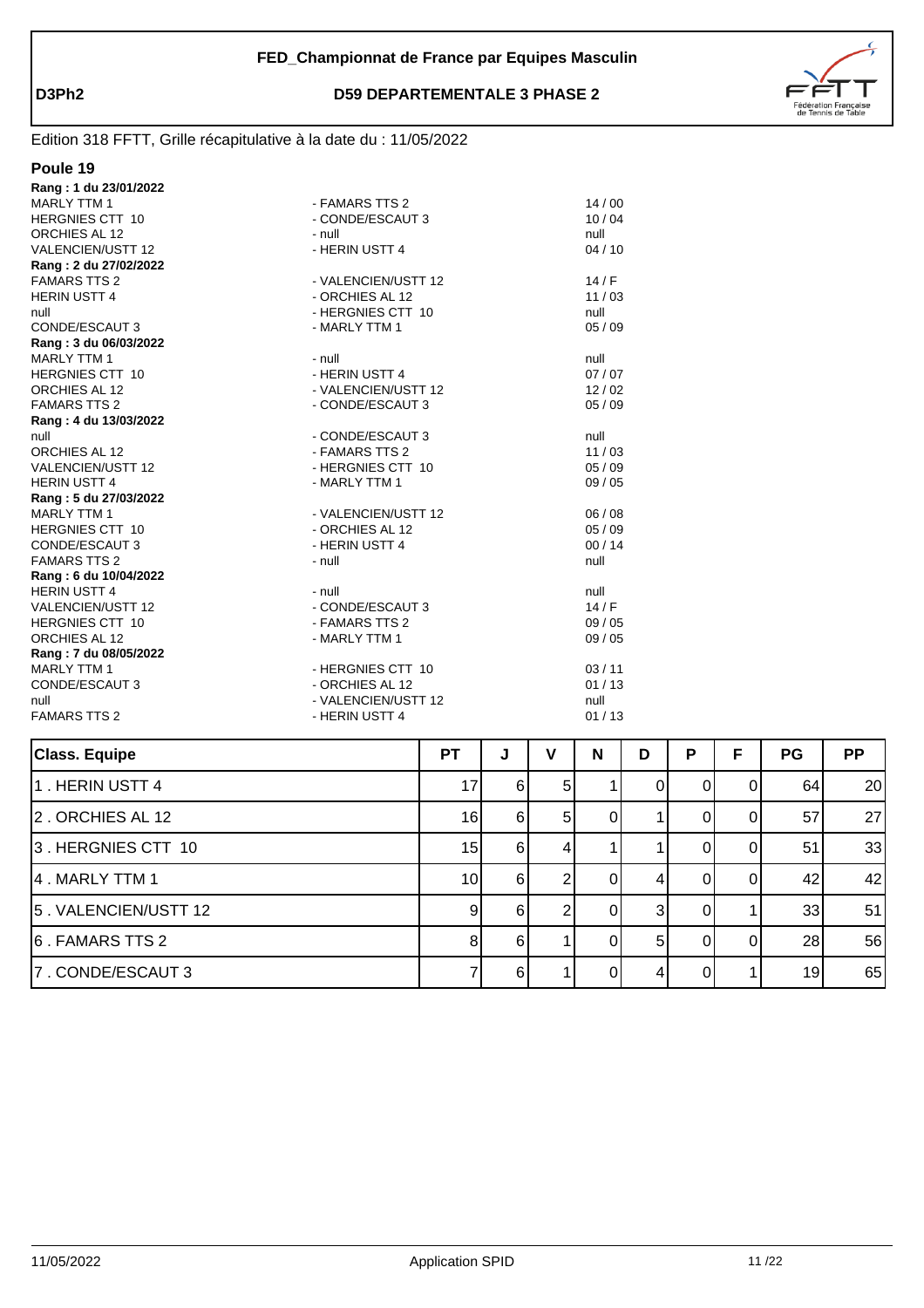**FED_Championnat de France par Equipes Masculin**

**D3Ph2** — **D59 DEPARTEMENTALE 3 PHASE 2**

Edition 318 FFTT, Grille récapitulative à la date du : 11/05/2022

## Poule 19

**Rang : 1 du 23/01/2022**

| | | |
|---|---|---|
| MARLY TTM 1 | - FAMARS TTS 2 | 14 / 00 |
| HERGNIES CTT 10 | - CONDE/ESCAUT 3 | 10 / 04 |
| ORCHIES AL 12 | - null | null |
| VALENCIEN/USTT 12 | - HERIN USTT 4 | 04 / 10 |

**Rang : 2 du 27/02/2022**

| | | |
|---|---|---|
| FAMARS TTS 2 | - VALENCIEN/USTT 12 | 14 / F |
| HERIN USTT 4 | - ORCHIES AL 12 | 11 / 03 |
| null | - HERGNIES CTT 10 | null |
| CONDE/ESCAUT 3 | - MARLY TTM 1 | 05 / 09 |

**Rang : 3 du 06/03/2022**

| | | |
|---|---|---|
| MARLY TTM 1 | - null | null |
| HERGNIES CTT 10 | - HERIN USTT 4 | 07 / 07 |
| ORCHIES AL 12 | - VALENCIEN/USTT 12 | 12 / 02 |
| FAMARS TTS 2 | - CONDE/ESCAUT 3 | 05 / 09 |

**Rang : 4 du 13/03/2022**

| | | |
|---|---|---|
| null | - CONDE/ESCAUT 3 | null |
| ORCHIES AL 12 | - FAMARS TTS 2 | 11 / 03 |
| VALENCIEN/USTT 12 | - HERGNIES CTT 10 | 05 / 09 |
| HERIN USTT 4 | - MARLY TTM 1 | 09 / 05 |

**Rang : 5 du 27/03/2022**

| | | |
|---|---|---|
| MARLY TTM 1 | - VALENCIEN/USTT 12 | 06 / 08 |
| HERGNIES CTT 10 | - ORCHIES AL 12 | 05 / 09 |
| CONDE/ESCAUT 3 | - HERIN USTT 4 | 00 / 14 |
| FAMARS TTS 2 | - null | null |

**Rang : 6 du 10/04/2022**

| | | |
|---|---|---|
| HERIN USTT 4 | - null | null |
| VALENCIEN/USTT 12 | - CONDE/ESCAUT 3 | 14 / F |
| HERGNIES CTT 10 | - FAMARS TTS 2 | 09 / 05 |
| ORCHIES AL 12 | - MARLY TTM 1 | 09 / 05 |

**Rang : 7 du 08/05/2022**

| | | |
|---|---|---|
| MARLY TTM 1 | - HERGNIES CTT 10 | 03 / 11 |
| CONDE/ESCAUT 3 | - ORCHIES AL 12 | 01 / 13 |
| null | - VALENCIEN/USTT 12 | null |
| FAMARS TTS 2 | - HERIN USTT 4 | 01 / 13 |

| Class. Equipe | PT | J | V | N | D | P | F | PG | PP |
|---|---|---|---|---|---|---|---|---|---|
| 1 . HERIN USTT 4 | 17 | 6 | 5 | 1 | 0 | 0 | 0 | 64 | 20 |
| 2 . ORCHIES AL 12 | 16 | 6 | 5 | 0 | 1 | 0 | 0 | 57 | 27 |
| 3 . HERGNIES CTT 10 | 15 | 6 | 4 | 1 | 1 | 0 | 0 | 51 | 33 |
| 4 . MARLY TTM 1 | 10 | 6 | 2 | 0 | 4 | 0 | 0 | 42 | 42 |
| 5 . VALENCIEN/USTT 12 | 9 | 6 | 2 | 0 | 3 | 0 | 1 | 33 | 51 |
| 6 . FAMARS TTS 2 | 8 | 6 | 1 | 0 | 5 | 0 | 0 | 28 | 56 |
| 7 . CONDE/ESCAUT 3 | 7 | 6 | 1 | 0 | 4 | 0 | 1 | 19 | 65 |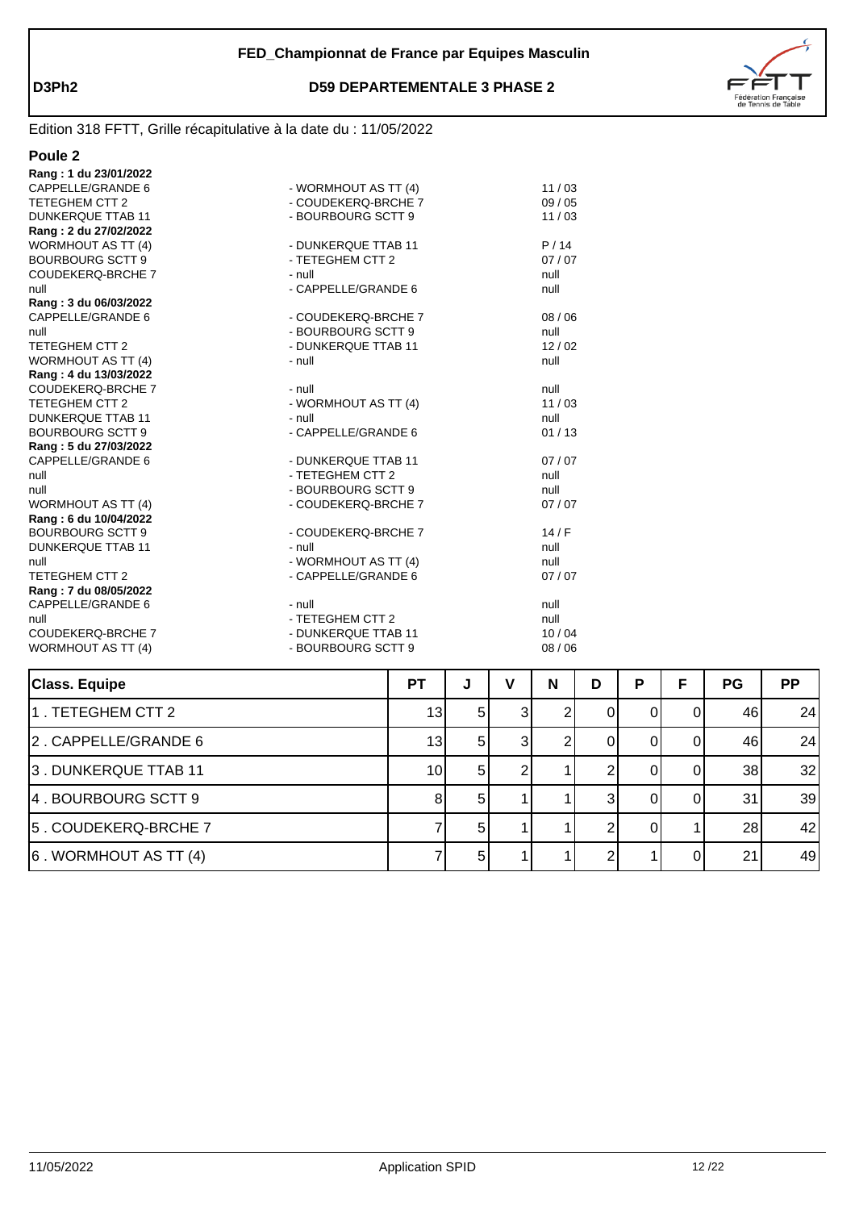**FED_Championnat de France par Equipes Masculin**

**D3Ph2** — **D59 DEPARTEMENTALE 3 PHASE 2**

Edition 318 FFTT, Grille récapitulative à la date du : 11/05/2022

## Poule 2

**Rang : 1 du 23/01/2022**

| | | |
|---|---|---|
| CAPPELLE/GRANDE 6 | - WORMHOUT AS TT (4) | 11 / 03 |
| TETEGHEM CTT 2 | - COUDEKERQ-BRCHE 7 | 09 / 05 |
| DUNKERQUE TTAB 11 | - BOURBOURG SCTT 9 | 11 / 03 |

**Rang : 2 du 27/02/2022**

| | | |
|---|---|---|
| WORMHOUT AS TT (4) | - DUNKERQUE TTAB 11 | P / 14 |
| BOURBOURG SCTT 9 | - TETEGHEM CTT 2 | 07 / 07 |
| COUDEKERQ-BRCHE 7 | - null | null |
| null | - CAPPELLE/GRANDE 6 | null |

**Rang : 3 du 06/03/2022**

| | | |
|---|---|---|
| CAPPELLE/GRANDE 6 | - COUDEKERQ-BRCHE 7 | 08 / 06 |
| null | - BOURBOURG SCTT 9 | null |
| TETEGHEM CTT 2 | - DUNKERQUE TTAB 11 | 12 / 02 |
| WORMHOUT AS TT (4) | - null | null |

**Rang : 4 du 13/03/2022**

| | | |
|---|---|---|
| COUDEKERQ-BRCHE 7 | - null | null |
| TETEGHEM CTT 2 | - WORMHOUT AS TT (4) | 11 / 03 |
| DUNKERQUE TTAB 11 | - null | null |
| BOURBOURG SCTT 9 | - CAPPELLE/GRANDE 6 | 01 / 13 |

**Rang : 5 du 27/03/2022**

| | | |
|---|---|---|
| CAPPELLE/GRANDE 6 | - DUNKERQUE TTAB 11 | 07 / 07 |
| null | - TETEGHEM CTT 2 | null |
| null | - BOURBOURG SCTT 9 | null |
| WORMHOUT AS TT (4) | - COUDEKERQ-BRCHE 7 | 07 / 07 |

**Rang : 6 du 10/04/2022**

| | | |
|---|---|---|
| BOURBOURG SCTT 9 | - COUDEKERQ-BRCHE 7 | 14 / F |
| DUNKERQUE TTAB 11 | - null | null |
| null | - WORMHOUT AS TT (4) | null |
| TETEGHEM CTT 2 | - CAPPELLE/GRANDE 6 | 07 / 07 |

**Rang : 7 du 08/05/2022**

| | | |
|---|---|---|
| CAPPELLE/GRANDE 6 | - null | null |
| null | - TETEGHEM CTT 2 | null |
| COUDEKERQ-BRCHE 7 | - DUNKERQUE TTAB 11 | 10 / 04 |
| WORMHOUT AS TT (4) | - BOURBOURG SCTT 9 | 08 / 06 |

| Class. Equipe | PT | J | V | N | D | P | F | PG | PP |
|---|---|---|---|---|---|---|---|---|---|
| 1 . TETEGHEM CTT 2 | 13 | 5 | 3 | 2 | 0 | 0 | 0 | 46 | 24 |
| 2 . CAPPELLE/GRANDE 6 | 13 | 5 | 3 | 2 | 0 | 0 | 0 | 46 | 24 |
| 3 . DUNKERQUE TTAB 11 | 10 | 5 | 2 | 1 | 2 | 0 | 0 | 38 | 32 |
| 4 . BOURBOURG SCTT 9 | 8 | 5 | 1 | 1 | 3 | 0 | 0 | 31 | 39 |
| 5 . COUDEKERQ-BRCHE 7 | 7 | 5 | 1 | 1 | 2 | 0 | 1 | 28 | 42 |
| 6 . WORMHOUT AS TT (4) | 7 | 5 | 1 | 1 | 2 | 1 | 0 | 21 | 49 |

11/05/2022 — Application SPID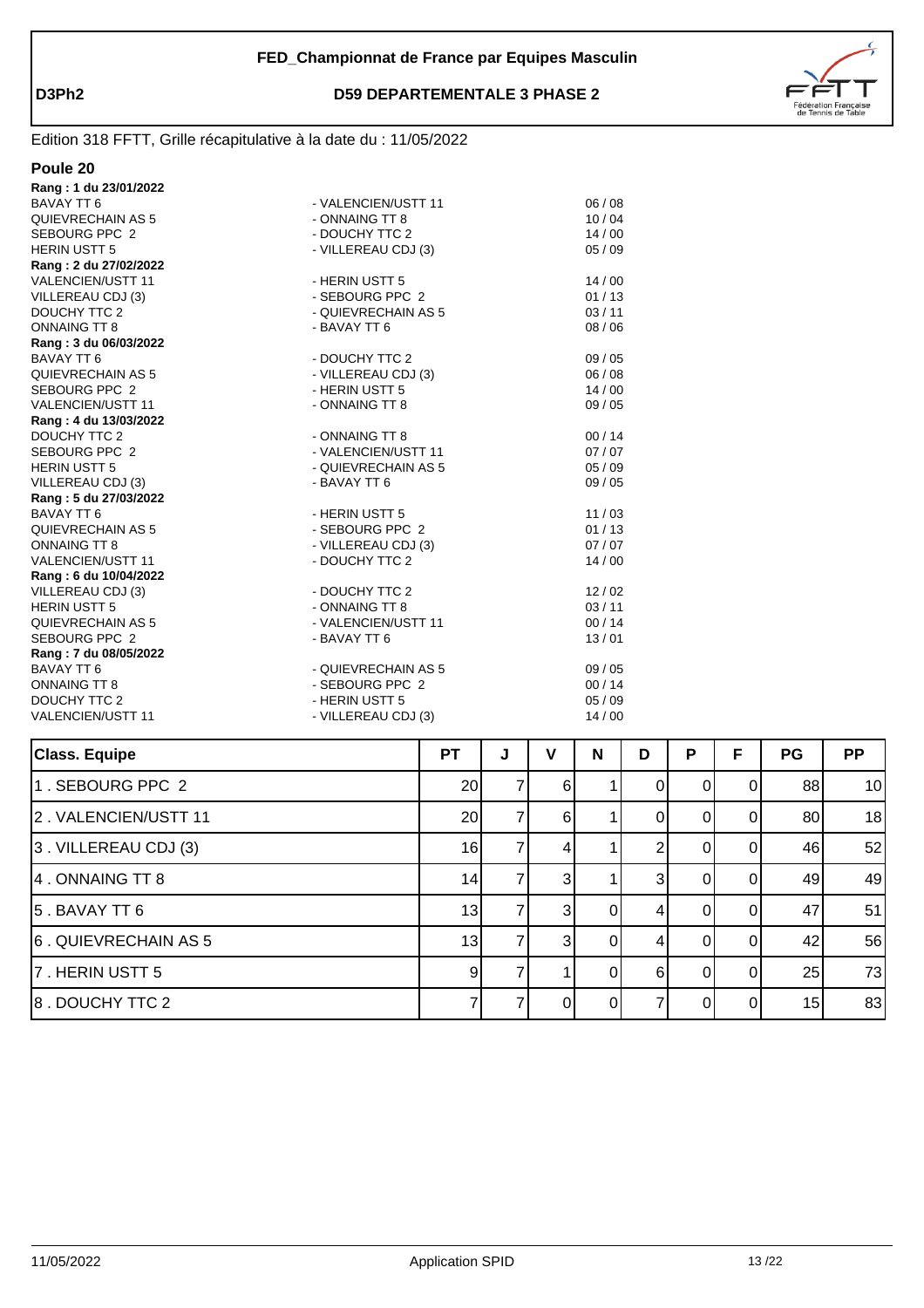**FED_Championnat de France par Equipes Masculin**

**D3Ph2** **D59 DEPARTEMENTALE 3 PHASE 2**

Edition 318 FFTT, Grille récapitulative à la date du : 11/05/2022

## Poule 20

**Rang : 1 du 23/01/2022**

| | | |
|---|---|---|
| BAVAY TT 6 | - VALENCIEN/USTT 11 | 06 / 08 |
| QUIEVRECHAIN AS 5 | - ONNAING TT 8 | 10 / 04 |
| SEBOURG PPC 2 | - DOUCHY TTC 2 | 14 / 00 |
| HERIN USTT 5 | - VILLEREAU CDJ (3) | 05 / 09 |

**Rang : 2 du 27/02/2022**

| | | |
|---|---|---|
| VALENCIEN/USTT 11 | - HERIN USTT 5 | 14 / 00 |
| VILLEREAU CDJ (3) | - SEBOURG PPC 2 | 01 / 13 |
| DOUCHY TTC 2 | - QUIEVRECHAIN AS 5 | 03 / 11 |
| ONNAING TT 8 | - BAVAY TT 6 | 08 / 06 |

**Rang : 3 du 06/03/2022**

| | | |
|---|---|---|
| BAVAY TT 6 | - DOUCHY TTC 2 | 09 / 05 |
| QUIEVRECHAIN AS 5 | - VILLEREAU CDJ (3) | 06 / 08 |
| SEBOURG PPC 2 | - HERIN USTT 5 | 14 / 00 |
| VALENCIEN/USTT 11 | - ONNAING TT 8 | 09 / 05 |

**Rang : 4 du 13/03/2022**

| | | |
|---|---|---|
| DOUCHY TTC 2 | - ONNAING TT 8 | 00 / 14 |
| SEBOURG PPC 2 | - VALENCIEN/USTT 11 | 07 / 07 |
| HERIN USTT 5 | - QUIEVRECHAIN AS 5 | 05 / 09 |
| VILLEREAU CDJ (3) | - BAVAY TT 6 | 09 / 05 |

**Rang : 5 du 27/03/2022**

| | | |
|---|---|---|
| BAVAY TT 6 | - HERIN USTT 5 | 11 / 03 |
| QUIEVRECHAIN AS 5 | - SEBOURG PPC 2 | 01 / 13 |
| ONNAING TT 8 | - VILLEREAU CDJ (3) | 07 / 07 |
| VALENCIEN/USTT 11 | - DOUCHY TTC 2 | 14 / 00 |

**Rang : 6 du 10/04/2022**

| | | |
|---|---|---|
| VILLEREAU CDJ (3) | - DOUCHY TTC 2 | 12 / 02 |
| HERIN USTT 5 | - ONNAING TT 8 | 03 / 11 |
| QUIEVRECHAIN AS 5 | - VALENCIEN/USTT 11 | 00 / 14 |
| SEBOURG PPC 2 | - BAVAY TT 6 | 13 / 01 |

**Rang : 7 du 08/05/2022**

| | | |
|---|---|---|
| BAVAY TT 6 | - QUIEVRECHAIN AS 5 | 09 / 05 |
| ONNAING TT 8 | - SEBOURG PPC 2 | 00 / 14 |
| DOUCHY TTC 2 | - HERIN USTT 5 | 05 / 09 |
| VALENCIEN/USTT 11 | - VILLEREAU CDJ (3) | 14 / 00 |

| Class. Equipe | PT | J | V | N | D | P | F | PG | PP |
|---|---|---|---|---|---|---|---|---|---|
| 1 . SEBOURG PPC 2 | 20 | 7 | 6 | 1 | 0 | 0 | 0 | 88 | 10 |
| 2 . VALENCIEN/USTT 11 | 20 | 7 | 6 | 1 | 0 | 0 | 0 | 80 | 18 |
| 3 . VILLEREAU CDJ (3) | 16 | 7 | 4 | 1 | 2 | 0 | 0 | 46 | 52 |
| 4 . ONNAING TT 8 | 14 | 7 | 3 | 1 | 3 | 0 | 0 | 49 | 49 |
| 5 . BAVAY TT 6 | 13 | 7 | 3 | 0 | 4 | 0 | 0 | 47 | 51 |
| 6 . QUIEVRECHAIN AS 5 | 13 | 7 | 3 | 0 | 4 | 0 | 0 | 42 | 56 |
| 7 . HERIN USTT 5 | 9 | 7 | 1 | 0 | 6 | 0 | 0 | 25 | 73 |
| 8 . DOUCHY TTC 2 | 7 | 7 | 0 | 0 | 7 | 0 | 0 | 15 | 83 |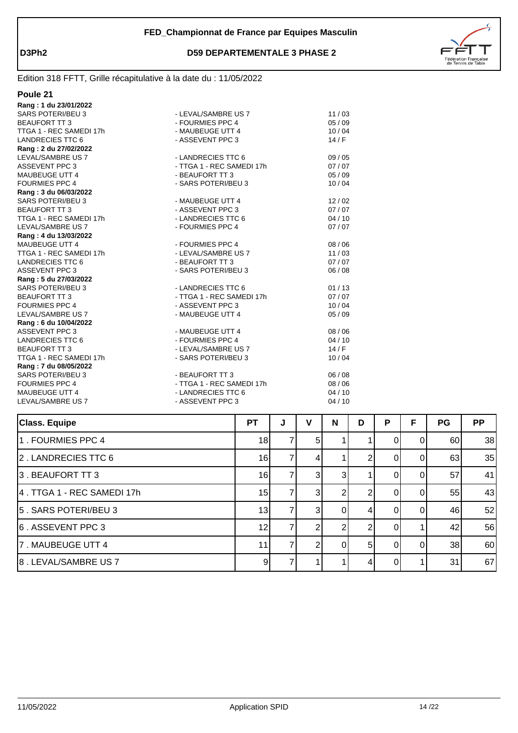**D3Ph2**

## FED_Championnat de France par Equipes Masculin

### D59 DEPARTEMENTALE 3 PHASE 2

Edition 318 FFTT, Grille récapitulative à la date du : 11/05/2022

## Poule 21

**Rang : 1 du 23/01/2022**

| | | |
|---|---|---|
| SARS POTERI/BEU 3 | - LEVAL/SAMBRE US 7 | 11 / 03 |
| BEAUFORT TT 3 | - FOURMIES PPC 4 | 05 / 09 |
| TTGA 1 - REC SAMEDI 17h | - MAUBEUGE UTT 4 | 10 / 04 |
| LANDRECIES TTC 6 | - ASSEVENT PPC 3 | 14 / F |

**Rang : 2 du 27/02/2022**

| | | |
|---|---|---|
| LEVAL/SAMBRE US 7 | - LANDRECIES TTC 6 | 09 / 05 |
| ASSEVENT PPC 3 | - TTGA 1 - REC SAMEDI 17h | 07 / 07 |
| MAUBEUGE UTT 4 | - BEAUFORT TT 3 | 05 / 09 |
| FOURMIES PPC 4 | - SARS POTERI/BEU 3 | 10 / 04 |

**Rang : 3 du 06/03/2022**

| | | |
|---|---|---|
| SARS POTERI/BEU 3 | - MAUBEUGE UTT 4 | 12 / 02 |
| BEAUFORT TT 3 | - ASSEVENT PPC 3 | 07 / 07 |
| TTGA 1 - REC SAMEDI 17h | - LANDRECIES TTC 6 | 04 / 10 |
| LEVAL/SAMBRE US 7 | - FOURMIES PPC 4 | 07 / 07 |

**Rang : 4 du 13/03/2022**

| | | |
|---|---|---|
| MAUBEUGE UTT 4 | - FOURMIES PPC 4 | 08 / 06 |
| TTGA 1 - REC SAMEDI 17h | - LEVAL/SAMBRE US 7 | 11 / 03 |
| LANDRECIES TTC 6 | - BEAUFORT TT 3 | 07 / 07 |
| ASSEVENT PPC 3 | - SARS POTERI/BEU 3 | 06 / 08 |

**Rang : 5 du 27/03/2022**

| | | |
|---|---|---|
| SARS POTERI/BEU 3 | - LANDRECIES TTC 6 | 01 / 13 |
| BEAUFORT TT 3 | - TTGA 1 - REC SAMEDI 17h | 07 / 07 |
| FOURMIES PPC 4 | - ASSEVENT PPC 3 | 10 / 04 |
| LEVAL/SAMBRE US 7 | - MAUBEUGE UTT 4 | 05 / 09 |

**Rang : 6 du 10/04/2022**

| | | |
|---|---|---|
| ASSEVENT PPC 3 | - MAUBEUGE UTT 4 | 08 / 06 |
| LANDRECIES TTC 6 | - FOURMIES PPC 4 | 04 / 10 |
| BEAUFORT TT 3 | - LEVAL/SAMBRE US 7 | 14 / F |
| TTGA 1 - REC SAMEDI 17h | - SARS POTERI/BEU 3 | 10 / 04 |

**Rang : 7 du 08/05/2022**

| | | |
|---|---|---|
| SARS POTERI/BEU 3 | - BEAUFORT TT 3 | 06 / 08 |
| FOURMIES PPC 4 | - TTGA 1 - REC SAMEDI 17h | 08 / 06 |
| MAUBEUGE UTT 4 | - LANDRECIES TTC 6 | 04 / 10 |
| LEVAL/SAMBRE US 7 | - ASSEVENT PPC 3 | 04 / 10 |

| Class. Equipe | PT | J | V | N | D | P | F | PG | PP |
|---|---|---|---|---|---|---|---|---|---|
| 1 . FOURMIES PPC 4 | 18 | 7 | 5 | 1 | 1 | 0 | 0 | 60 | 38 |
| 2 . LANDRECIES TTC 6 | 16 | 7 | 4 | 1 | 2 | 0 | 0 | 63 | 35 |
| 3 . BEAUFORT TT 3 | 16 | 7 | 3 | 3 | 1 | 0 | 0 | 57 | 41 |
| 4 . TTGA 1 - REC SAMEDI 17h | 15 | 7 | 3 | 2 | 2 | 0 | 0 | 55 | 43 |
| 5 . SARS POTERI/BEU 3 | 13 | 7 | 3 | 0 | 4 | 0 | 0 | 46 | 52 |
| 6 . ASSEVENT PPC 3 | 12 | 7 | 2 | 2 | 2 | 0 | 1 | 42 | 56 |
| 7 . MAUBEUGE UTT 4 | 11 | 7 | 2 | 0 | 5 | 0 | 0 | 38 | 60 |
| 8 . LEVAL/SAMBRE US 7 | 9 | 7 | 1 | 1 | 4 | 0 | 1 | 31 | 67 |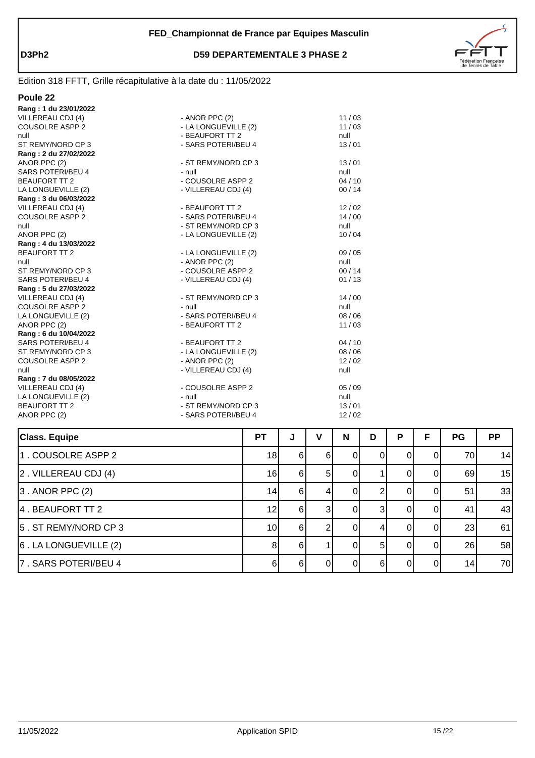# FED_Championnat de France par Equipes Masculin

**D3Ph2** — **D59 DEPARTEMENTALE 3 PHASE 2**

Edition 318 FFTT, Grille récapitulative à la date du : 11/05/2022

## Poule 22

**Rang : 1 du 23/01/2022**

| | | |
|---|---|---|
| VILLEREAU CDJ (4) | - ANOR PPC (2) | 11 / 03 |
| COUSOLRE ASPP 2 | - LA LONGUEVILLE (2) | 11 / 03 |
| null | - BEAUFORT TT 2 | null |
| ST REMY/NORD CP 3 | - SARS POTERI/BEU 4 | 13 / 01 |

**Rang : 2 du 27/02/2022**

| | | |
|---|---|---|
| ANOR PPC (2) | - ST REMY/NORD CP 3 | 13 / 01 |
| SARS POTERI/BEU 4 | - null | null |
| BEAUFORT TT 2 | - COUSOLRE ASPP 2 | 04 / 10 |
| LA LONGUEVILLE (2) | - VILLEREAU CDJ (4) | 00 / 14 |

**Rang : 3 du 06/03/2022**

| | | |
|---|---|---|
| VILLEREAU CDJ (4) | - BEAUFORT TT 2 | 12 / 02 |
| COUSOLRE ASPP 2 | - SARS POTERI/BEU 4 | 14 / 00 |
| null | - ST REMY/NORD CP 3 | null |
| ANOR PPC (2) | - LA LONGUEVILLE (2) | 10 / 04 |

**Rang : 4 du 13/03/2022**

| | | |
|---|---|---|
| BEAUFORT TT 2 | - LA LONGUEVILLE (2) | 09 / 05 |
| null | - ANOR PPC (2) | null |
| ST REMY/NORD CP 3 | - COUSOLRE ASPP 2 | 00 / 14 |
| SARS POTERI/BEU 4 | - VILLEREAU CDJ (4) | 01 / 13 |

**Rang : 5 du 27/03/2022**

| | | |
|---|---|---|
| VILLEREAU CDJ (4) | - ST REMY/NORD CP 3 | 14 / 00 |
| COUSOLRE ASPP 2 | - null | null |
| LA LONGUEVILLE (2) | - SARS POTERI/BEU 4 | 08 / 06 |
| ANOR PPC (2) | - BEAUFORT TT 2 | 11 / 03 |

**Rang : 6 du 10/04/2022**

| | | |
|---|---|---|
| SARS POTERI/BEU 4 | - BEAUFORT TT 2 | 04 / 10 |
| ST REMY/NORD CP 3 | - LA LONGUEVILLE (2) | 08 / 06 |
| COUSOLRE ASPP 2 | - ANOR PPC (2) | 12 / 02 |
| null | - VILLEREAU CDJ (4) | null |

**Rang : 7 du 08/05/2022**

| | | |
|---|---|---|
| VILLEREAU CDJ (4) | - COUSOLRE ASPP 2 | 05 / 09 |
| LA LONGUEVILLE (2) | - null | null |
| BEAUFORT TT 2 | - ST REMY/NORD CP 3 | 13 / 01 |
| ANOR PPC (2) | - SARS POTERI/BEU 4 | 12 / 02 |

| Class. Equipe | PT | J | V | N | D | P | F | PG | PP |
|---|---|---|---|---|---|---|---|---|---|
| 1 . COUSOLRE ASPP 2 | 18 | 6 | 6 | 0 | 0 | 0 | 0 | 70 | 14 |
| 2 . VILLEREAU CDJ (4) | 16 | 6 | 5 | 0 | 1 | 0 | 0 | 69 | 15 |
| 3 . ANOR PPC (2) | 14 | 6 | 4 | 0 | 2 | 0 | 0 | 51 | 33 |
| 4 . BEAUFORT TT 2 | 12 | 6 | 3 | 0 | 3 | 0 | 0 | 41 | 43 |
| 5 . ST REMY/NORD CP 3 | 10 | 6 | 2 | 0 | 4 | 0 | 0 | 23 | 61 |
| 6 . LA LONGUEVILLE (2) | 8 | 6 | 1 | 0 | 5 | 0 | 0 | 26 | 58 |
| 7 . SARS POTERI/BEU 4 | 6 | 6 | 0 | 0 | 6 | 0 | 0 | 14 | 70 |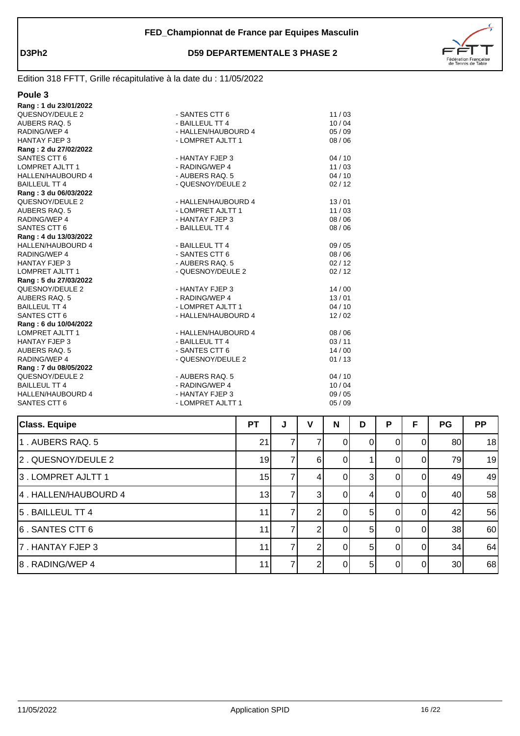**FED_Championnat de France par Equipes Masculin**

**D3Ph2** **D59 DEPARTEMENTALE 3 PHASE 2**

Edition 318 FFTT, Grille récapitulative à la date du : 11/05/2022

## Poule 3

**Rang : 1 du 23/01/2022**

| | | |
|---|---|---|
| QUESNOY/DEULE 2 | - SANTES CTT 6 | 11 / 03 |
| AUBERS RAQ. 5 | - BAILLEUL TT 4 | 10 / 04 |
| RADING/WEP 4 | - HALLEN/HAUBOURD 4 | 05 / 09 |
| HANTAY FJEP 3 | - LOMPRET AJLTT 1 | 08 / 06 |

**Rang : 2 du 27/02/2022**

| | | |
|---|---|---|
| SANTES CTT 6 | - HANTAY FJEP 3 | 04 / 10 |
| LOMPRET AJLTT 1 | - RADING/WEP 4 | 11 / 03 |
| HALLEN/HAUBOURD 4 | - AUBERS RAQ. 5 | 04 / 10 |
| BAILLEUL TT 4 | - QUESNOY/DEULE 2 | 02 / 12 |

**Rang : 3 du 06/03/2022**

| | | |
|---|---|---|
| QUESNOY/DEULE 2 | - HALLEN/HAUBOURD 4 | 13 / 01 |
| AUBERS RAQ. 5 | - LOMPRET AJLTT 1 | 11 / 03 |
| RADING/WEP 4 | - HANTAY FJEP 3 | 08 / 06 |
| SANTES CTT 6 | - BAILLEUL TT 4 | 08 / 06 |

**Rang : 4 du 13/03/2022**

| | | |
|---|---|---|
| HALLEN/HAUBOURD 4 | - BAILLEUL TT 4 | 09 / 05 |
| RADING/WEP 4 | - SANTES CTT 6 | 08 / 06 |
| HANTAY FJEP 3 | - AUBERS RAQ. 5 | 02 / 12 |
| LOMPRET AJLTT 1 | - QUESNOY/DEULE 2 | 02 / 12 |

**Rang : 5 du 27/03/2022**

| | | |
|---|---|---|
| QUESNOY/DEULE 2 | - HANTAY FJEP 3 | 14 / 00 |
| AUBERS RAQ. 5 | - RADING/WEP 4 | 13 / 01 |
| BAILLEUL TT 4 | - LOMPRET AJLTT 1 | 04 / 10 |
| SANTES CTT 6 | - HALLEN/HAUBOURD 4 | 12 / 02 |

**Rang : 6 du 10/04/2022**

| | | |
|---|---|---|
| LOMPRET AJLTT 1 | - HALLEN/HAUBOURD 4 | 08 / 06 |
| HANTAY FJEP 3 | - BAILLEUL TT 4 | 03 / 11 |
| AUBERS RAQ. 5 | - SANTES CTT 6 | 14 / 00 |
| RADING/WEP 4 | - QUESNOY/DEULE 2 | 01 / 13 |

**Rang : 7 du 08/05/2022**

| | | |
|---|---|---|
| QUESNOY/DEULE 2 | - AUBERS RAQ. 5 | 04 / 10 |
| BAILLEUL TT 4 | - RADING/WEP 4 | 10 / 04 |
| HALLEN/HAUBOURD 4 | - HANTAY FJEP 3 | 09 / 05 |
| SANTES CTT 6 | - LOMPRET AJLTT 1 | 05 / 09 |

| Class. Equipe | PT | J | V | N | D | P | F | PG | PP |
|---|---|---|---|---|---|---|---|---|---|
| 1 . AUBERS RAQ. 5 | 21 | 7 | 7 | 0 | 0 | 0 | 0 | 80 | 18 |
| 2 . QUESNOY/DEULE 2 | 19 | 7 | 6 | 0 | 1 | 0 | 0 | 79 | 19 |
| 3 . LOMPRET AJLTT 1 | 15 | 7 | 4 | 0 | 3 | 0 | 0 | 49 | 49 |
| 4 . HALLEN/HAUBOURD 4 | 13 | 7 | 3 | 0 | 4 | 0 | 0 | 40 | 58 |
| 5 . BAILLEUL TT 4 | 11 | 7 | 2 | 0 | 5 | 0 | 0 | 42 | 56 |
| 6 . SANTES CTT 6 | 11 | 7 | 2 | 0 | 5 | 0 | 0 | 38 | 60 |
| 7 . HANTAY FJEP 3 | 11 | 7 | 2 | 0 | 5 | 0 | 0 | 34 | 64 |
| 8 . RADING/WEP 4 | 11 | 7 | 2 | 0 | 5 | 0 | 0 | 30 | 68 |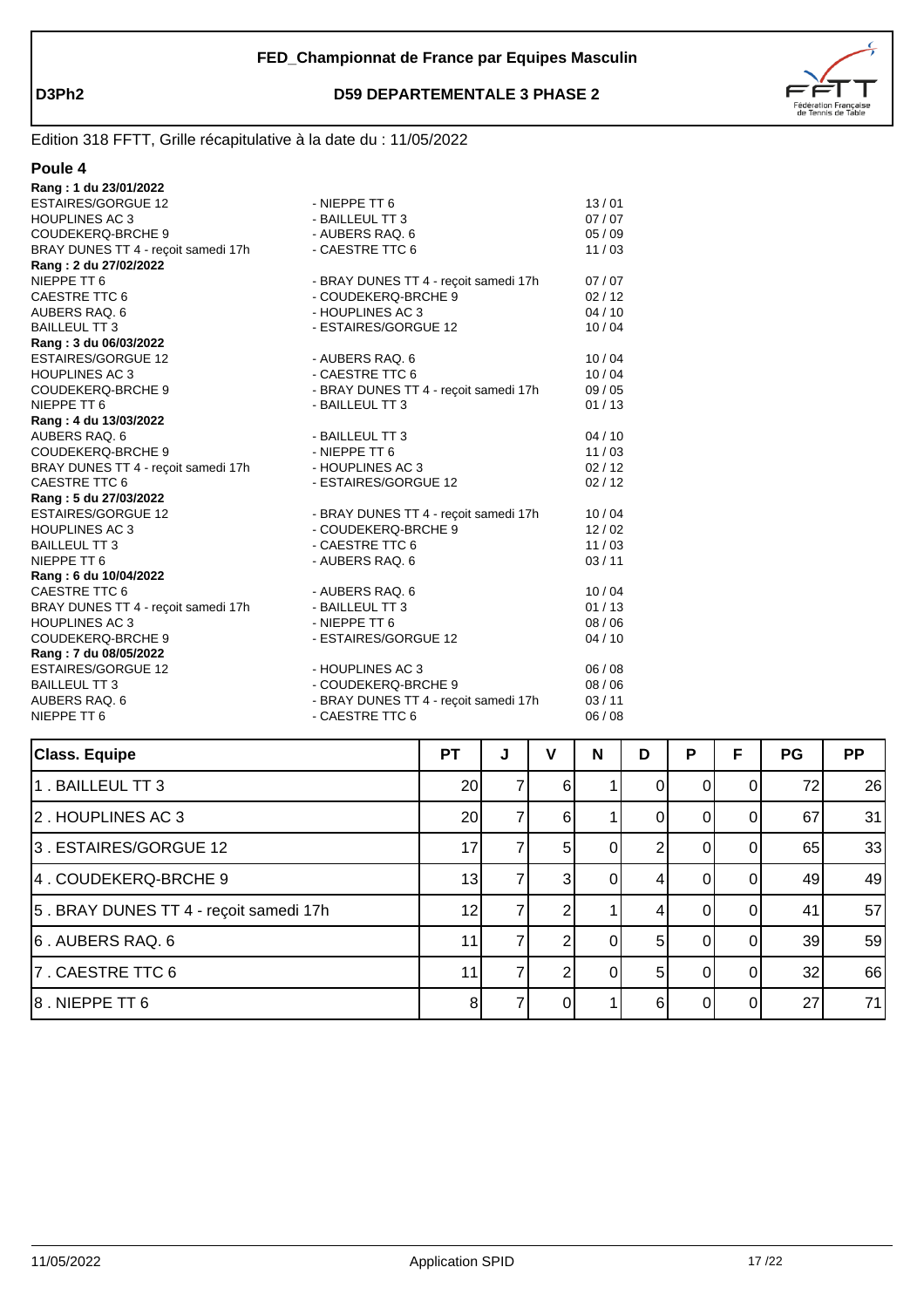**FED_Championnat de France par Equipes Masculin**

**D3Ph2** — **D59 DEPARTEMENTALE 3 PHASE 2**

Edition 318 FFTT, Grille récapitulative à la date du : 11/05/2022

## Poule 4

**Rang : 1 du 23/01/2022**

| | | |
|---|---|---|
| ESTAIRES/GORGUE 12 | - NIEPPE TT 6 | 13 / 01 |
| HOUPLINES AC 3 | - BAILLEUL TT 3 | 07 / 07 |
| COUDEKERQ-BRCHE 9 | - AUBERS RAQ. 6 | 05 / 09 |
| BRAY DUNES TT 4 - reçoit samedi 17h | - CAESTRE TTC 6 | 11 / 03 |

**Rang : 2 du 27/02/2022**

| | | |
|---|---|---|
| NIEPPE TT 6 | - BRAY DUNES TT 4 - reçoit samedi 17h | 07 / 07 |
| CAESTRE TTC 6 | - COUDEKERQ-BRCHE 9 | 02 / 12 |
| AUBERS RAQ. 6 | - HOUPLINES AC 3 | 04 / 10 |
| BAILLEUL TT 3 | - ESTAIRES/GORGUE 12 | 10 / 04 |

**Rang : 3 du 06/03/2022**

| | | |
|---|---|---|
| ESTAIRES/GORGUE 12 | - AUBERS RAQ. 6 | 10 / 04 |
| HOUPLINES AC 3 | - CAESTRE TTC 6 | 10 / 04 |
| COUDEKERQ-BRCHE 9 | - BRAY DUNES TT 4 - reçoit samedi 17h | 09 / 05 |
| NIEPPE TT 6 | - BAILLEUL TT 3 | 01 / 13 |

**Rang : 4 du 13/03/2022**

| | | |
|---|---|---|
| AUBERS RAQ. 6 | - BAILLEUL TT 3 | 04 / 10 |
| COUDEKERQ-BRCHE 9 | - NIEPPE TT 6 | 11 / 03 |
| BRAY DUNES TT 4 - reçoit samedi 17h | - HOUPLINES AC 3 | 02 / 12 |
| CAESTRE TTC 6 | - ESTAIRES/GORGUE 12 | 02 / 12 |

**Rang : 5 du 27/03/2022**

| | | |
|---|---|---|
| ESTAIRES/GORGUE 12 | - BRAY DUNES TT 4 - reçoit samedi 17h | 10 / 04 |
| HOUPLINES AC 3 | - COUDEKERQ-BRCHE 9 | 12 / 02 |
| BAILLEUL TT 3 | - CAESTRE TTC 6 | 11 / 03 |
| NIEPPE TT 6 | - AUBERS RAQ. 6 | 03 / 11 |

**Rang : 6 du 10/04/2022**

| | | |
|---|---|---|
| CAESTRE TTC 6 | - AUBERS RAQ. 6 | 10 / 04 |
| BRAY DUNES TT 4 - reçoit samedi 17h | - BAILLEUL TT 3 | 01 / 13 |
| HOUPLINES AC 3 | - NIEPPE TT 6 | 08 / 06 |
| COUDEKERQ-BRCHE 9 | - ESTAIRES/GORGUE 12 | 04 / 10 |

**Rang : 7 du 08/05/2022**

| | | |
|---|---|---|
| ESTAIRES/GORGUE 12 | - HOUPLINES AC 3 | 06 / 08 |
| BAILLEUL TT 3 | - COUDEKERQ-BRCHE 9 | 08 / 06 |
| AUBERS RAQ. 6 | - BRAY DUNES TT 4 - reçoit samedi 17h | 03 / 11 |
| NIEPPE TT 6 | - CAESTRE TTC 6 | 06 / 08 |

| Class. Equipe | PT | J | V | N | D | P | F | PG | PP |
|---|---|---|---|---|---|---|---|---|---|
| 1 . BAILLEUL TT 3 | 20 | 7 | 6 | 1 | 0 | 0 | 0 | 72 | 26 |
| 2 . HOUPLINES AC 3 | 20 | 7 | 6 | 1 | 0 | 0 | 0 | 67 | 31 |
| 3 . ESTAIRES/GORGUE 12 | 17 | 7 | 5 | 0 | 2 | 0 | 0 | 65 | 33 |
| 4 . COUDEKERQ-BRCHE 9 | 13 | 7 | 3 | 0 | 4 | 0 | 0 | 49 | 49 |
| 5 . BRAY DUNES TT 4 - reçoit samedi 17h | 12 | 7 | 2 | 1 | 4 | 0 | 0 | 41 | 57 |
| 6 . AUBERS RAQ. 6 | 11 | 7 | 2 | 0 | 5 | 0 | 0 | 39 | 59 |
| 7 . CAESTRE TTC 6 | 11 | 7 | 2 | 0 | 5 | 0 | 0 | 32 | 66 |
| 8 . NIEPPE TT 6 | 8 | 7 | 0 | 1 | 6 | 0 | 0 | 27 | 71 |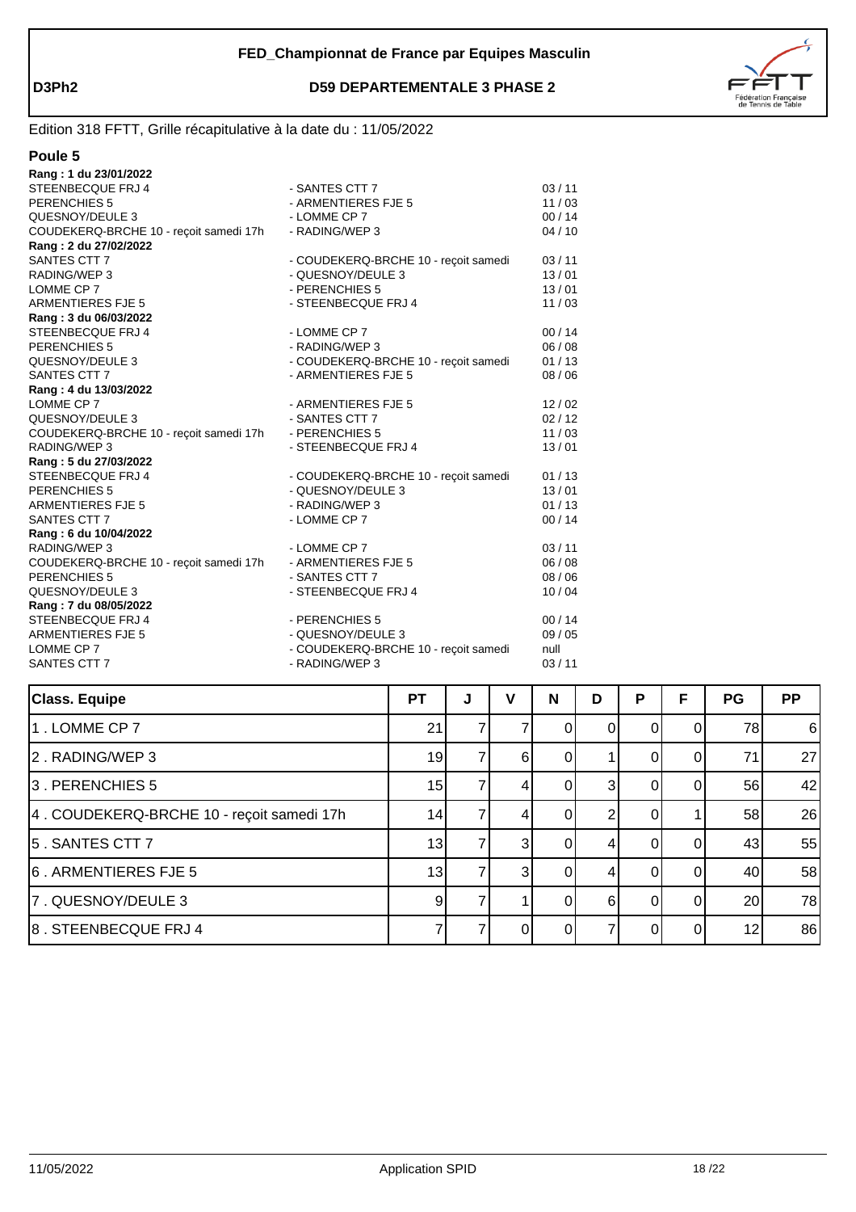**FED_Championnat de France par Equipes Masculin**

**D3Ph2** **D59 DEPARTEMENTALE 3 PHASE 2**

Edition 318 FFTT, Grille récapitulative à la date du : 11/05/2022

## Poule 5

**Rang : 1 du 23/01/2022**

| | | |
|---|---|---|
| STEENBECQUE FRJ 4 | - SANTES CTT 7 | 03 / 11 |
| PERENCHIES 5 | - ARMENTIERES FJE 5 | 11 / 03 |
| QUESNOY/DEULE 3 | - LOMME CP 7 | 00 / 14 |
| COUDEKERQ-BRCHE 10 - reçoit samedi 17h | - RADING/WEP 3 | 04 / 10 |

**Rang : 2 du 27/02/2022**

| | | |
|---|---|---|
| SANTES CTT 7 | - COUDEKERQ-BRCHE 10 - reçoit samedi | 03 / 11 |
| RADING/WEP 3 | - QUESNOY/DEULE 3 | 13 / 01 |
| LOMME CP 7 | - PERENCHIES 5 | 13 / 01 |
| ARMENTIERES FJE 5 | - STEENBECQUE FRJ 4 | 11 / 03 |

**Rang : 3 du 06/03/2022**

| | | |
|---|---|---|
| STEENBECQUE FRJ 4 | - LOMME CP 7 | 00 / 14 |
| PERENCHIES 5 | - RADING/WEP 3 | 06 / 08 |
| QUESNOY/DEULE 3 | - COUDEKERQ-BRCHE 10 - reçoit samedi | 01 / 13 |
| SANTES CTT 7 | - ARMENTIERES FJE 5 | 08 / 06 |

**Rang : 4 du 13/03/2022**

| | | |
|---|---|---|
| LOMME CP 7 | - ARMENTIERES FJE 5 | 12 / 02 |
| QUESNOY/DEULE 3 | - SANTES CTT 7 | 02 / 12 |
| COUDEKERQ-BRCHE 10 - reçoit samedi 17h | - PERENCHIES 5 | 11 / 03 |
| RADING/WEP 3 | - STEENBECQUE FRJ 4 | 13 / 01 |

**Rang : 5 du 27/03/2022**

| | | |
|---|---|---|
| STEENBECQUE FRJ 4 | - COUDEKERQ-BRCHE 10 - reçoit samedi | 01 / 13 |
| PERENCHIES 5 | - QUESNOY/DEULE 3 | 13 / 01 |
| ARMENTIERES FJE 5 | - RADING/WEP 3 | 01 / 13 |
| SANTES CTT 7 | - LOMME CP 7 | 00 / 14 |

**Rang : 6 du 10/04/2022**

| | | |
|---|---|---|
| RADING/WEP 3 | - LOMME CP 7 | 03 / 11 |
| COUDEKERQ-BRCHE 10 - reçoit samedi 17h | - ARMENTIERES FJE 5 | 06 / 08 |
| PERENCHIES 5 | - SANTES CTT 7 | 08 / 06 |
| QUESNOY/DEULE 3 | - STEENBECQUE FRJ 4 | 10 / 04 |

**Rang : 7 du 08/05/2022**

| | | |
|---|---|---|
| STEENBECQUE FRJ 4 | - PERENCHIES 5 | 00 / 14 |
| ARMENTIERES FJE 5 | - QUESNOY/DEULE 3 | 09 / 05 |
| LOMME CP 7 | - COUDEKERQ-BRCHE 10 - reçoit samedi | null |
| SANTES CTT 7 | - RADING/WEP 3 | 03 / 11 |

| Class. Equipe | PT | J | V | N | D | P | F | PG | PP |
|---|---|---|---|---|---|---|---|---|---|
| 1 . LOMME CP 7 | 21 | 7 | 7 | 0 | 0 | 0 | 0 | 78 | 6 |
| 2 . RADING/WEP 3 | 19 | 7 | 6 | 0 | 1 | 0 | 0 | 71 | 27 |
| 3 . PERENCHIES 5 | 15 | 7 | 4 | 0 | 3 | 0 | 0 | 56 | 42 |
| 4 . COUDEKERQ-BRCHE 10 - reçoit samedi 17h | 14 | 7 | 4 | 0 | 2 | 0 | 1 | 58 | 26 |
| 5 . SANTES CTT 7 | 13 | 7 | 3 | 0 | 4 | 0 | 0 | 43 | 55 |
| 6 . ARMENTIERES FJE 5 | 13 | 7 | 3 | 0 | 4 | 0 | 0 | 40 | 58 |
| 7 . QUESNOY/DEULE 3 | 9 | 7 | 1 | 0 | 6 | 0 | 0 | 20 | 78 |
| 8 . STEENBECQUE FRJ 4 | 7 | 7 | 0 | 0 | 7 | 0 | 0 | 12 | 86 |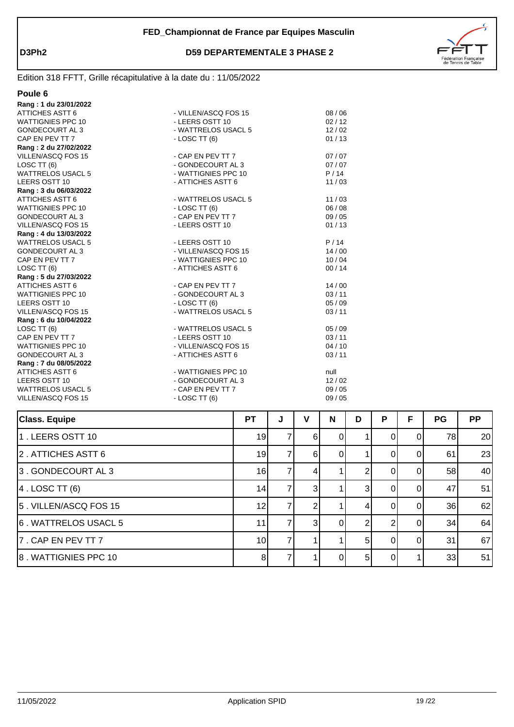FED_Championnat de France par Equipes Masculin

**D3Ph2** **D59 DEPARTEMENTALE 3 PHASE 2**

Edition 318 FFTT, Grille récapitulative à la date du : 11/05/2022

## Poule 6

**Rang : 1 du 23/01/2022**

| | | |
|---|---|---|
| ATTICHES ASTT 6 | - VILLEN/ASCQ FOS 15 | 08 / 06 |
| WATTIGNIES PPC 10 | - LEERS OSTT 10 | 02 / 12 |
| GONDECOURT AL 3 | - WATTRELOS USACL 5 | 12 / 02 |
| CAP EN PEV TT 7 | - LOSC TT (6) | 01 / 13 |

**Rang : 2 du 27/02/2022**

| | | |
|---|---|---|
| VILLEN/ASCQ FOS 15 | - CAP EN PEV TT 7 | 07 / 07 |
| LOSC TT (6) | - GONDECOURT AL 3 | 07 / 07 |
| WATTRELOS USACL 5 | - WATTIGNIES PPC 10 | P / 14 |
| LEERS OSTT 10 | - ATTICHES ASTT 6 | 11 / 03 |

**Rang : 3 du 06/03/2022**

| | | |
|---|---|---|
| ATTICHES ASTT 6 | - WATTRELOS USACL 5 | 11 / 03 |
| WATTIGNIES PPC 10 | - LOSC TT (6) | 06 / 08 |
| GONDECOURT AL 3 | - CAP EN PEV TT 7 | 09 / 05 |
| VILLEN/ASCQ FOS 15 | - LEERS OSTT 10 | 01 / 13 |

**Rang : 4 du 13/03/2022**

| | | |
|---|---|---|
| WATTRELOS USACL 5 | - LEERS OSTT 10 | P / 14 |
| GONDECOURT AL 3 | - VILLEN/ASCQ FOS 15 | 14 / 00 |
| CAP EN PEV TT 7 | - WATTIGNIES PPC 10 | 10 / 04 |
| LOSC TT (6) | - ATTICHES ASTT 6 | 00 / 14 |

**Rang : 5 du 27/03/2022**

| | | |
|---|---|---|
| ATTICHES ASTT 6 | - CAP EN PEV TT 7 | 14 / 00 |
| WATTIGNIES PPC 10 | - GONDECOURT AL 3 | 03 / 11 |
| LEERS OSTT 10 | - LOSC TT (6) | 05 / 09 |
| VILLEN/ASCQ FOS 15 | - WATTRELOS USACL 5 | 03 / 11 |

**Rang : 6 du 10/04/2022**

| | | |
|---|---|---|
| LOSC TT (6) | - WATTRELOS USACL 5 | 05 / 09 |
| CAP EN PEV TT 7 | - LEERS OSTT 10 | 03 / 11 |
| WATTIGNIES PPC 10 | - VILLEN/ASCQ FOS 15 | 04 / 10 |
| GONDECOURT AL 3 | - ATTICHES ASTT 6 | 03 / 11 |

**Rang : 7 du 08/05/2022**

| | | |
|---|---|---|
| ATTICHES ASTT 6 | - WATTIGNIES PPC 10 | null |
| LEERS OSTT 10 | - GONDECOURT AL 3 | 12 / 02 |
| WATTRELOS USACL 5 | - CAP EN PEV TT 7 | 09 / 05 |
| VILLEN/ASCQ FOS 15 | - LOSC TT (6) | 09 / 05 |

| Class. Equipe | PT | J | V | N | D | P | F | PG | PP |
|---|---|---|---|---|---|---|---|---|---|
| 1 . LEERS OSTT 10 | 19 | 7 | 6 | 0 | 1 | 0 | 0 | 78 | 20 |
| 2 . ATTICHES ASTT 6 | 19 | 7 | 6 | 0 | 1 | 0 | 0 | 61 | 23 |
| 3 . GONDECOURT AL 3 | 16 | 7 | 4 | 1 | 2 | 0 | 0 | 58 | 40 |
| 4 . LOSC TT (6) | 14 | 7 | 3 | 1 | 3 | 0 | 0 | 47 | 51 |
| 5 . VILLEN/ASCQ FOS 15 | 12 | 7 | 2 | 1 | 4 | 0 | 0 | 36 | 62 |
| 6 . WATTRELOS USACL 5 | 11 | 7 | 3 | 0 | 2 | 2 | 0 | 34 | 64 |
| 7 . CAP EN PEV TT 7 | 10 | 7 | 1 | 1 | 5 | 0 | 0 | 31 | 67 |
| 8 . WATTIGNIES PPC 10 | 8 | 7 | 1 | 0 | 5 | 0 | 1 | 33 | 51 |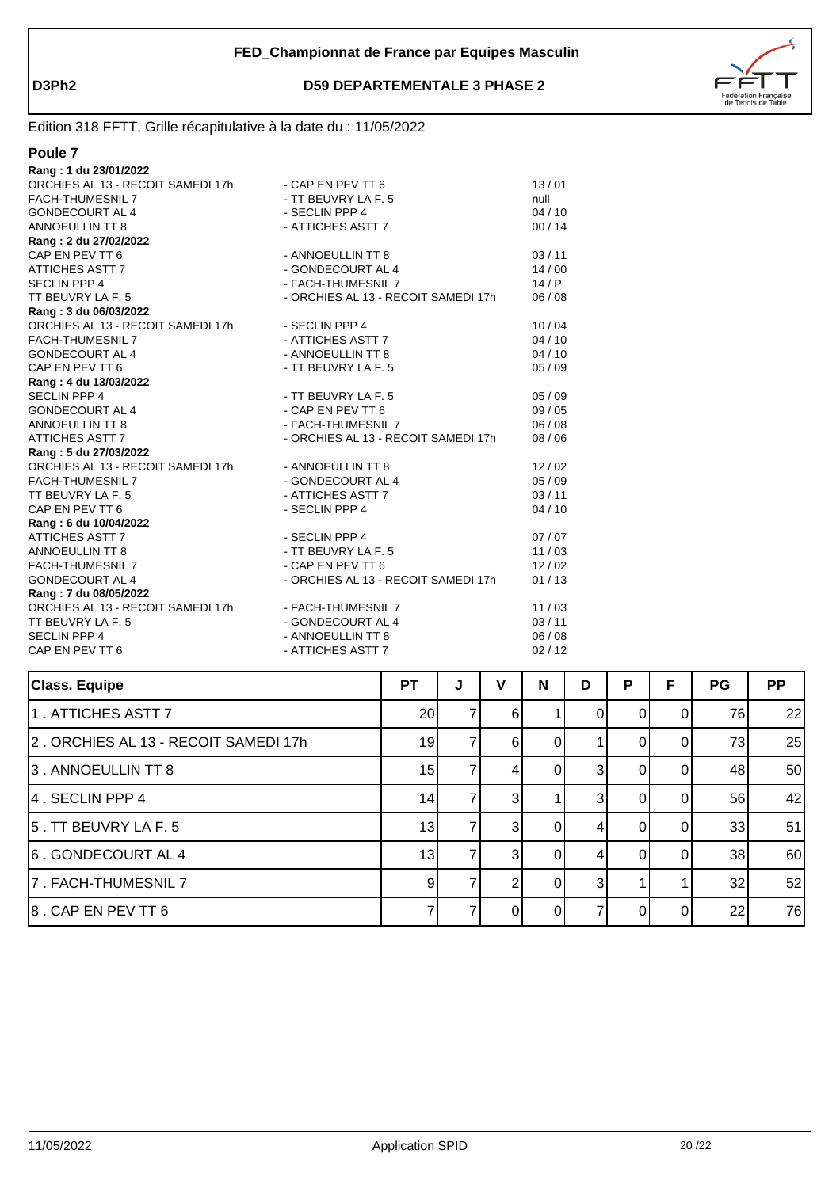**FED_Championnat de France par Equipes Masculin**

**D3Ph2** **D59 DEPARTEMENTALE 3 PHASE 2**

Edition 318 FFTT, Grille récapitulative à la date du : 11/05/2022

## Poule 7

**Rang : 1 du 23/01/2022**

| | | |
|---|---|---|
| ORCHIES AL 13 - RECOIT SAMEDI 17h | - CAP EN PEV TT 6 | 13 / 01 |
| FACH-THUMESNIL 7 | - TT BEUVRY LA F. 5 | null |
| GONDECOURT AL 4 | - SECLIN PPP 4 | 04 / 10 |
| ANNOEULLIN TT 8 | - ATTICHES ASTT 7 | 00 / 14 |

**Rang : 2 du 27/02/2022**

| | | |
|---|---|---|
| CAP EN PEV TT 6 | - ANNOEULLIN TT 8 | 03 / 11 |
| ATTICHES ASTT 7 | - GONDECOURT AL 4 | 14 / 00 |
| SECLIN PPP 4 | - FACH-THUMESNIL 7 | 14 / P |
| TT BEUVRY LA F. 5 | - ORCHIES AL 13 - RECOIT SAMEDI 17h | 06 / 08 |

**Rang : 3 du 06/03/2022**

| | | |
|---|---|---|
| ORCHIES AL 13 - RECOIT SAMEDI 17h | - SECLIN PPP 4 | 10 / 04 |
| FACH-THUMESNIL 7 | - ATTICHES ASTT 7 | 04 / 10 |
| GONDECOURT AL 4 | - ANNOEULLIN TT 8 | 04 / 10 |
| CAP EN PEV TT 6 | - TT BEUVRY LA F. 5 | 05 / 09 |

**Rang : 4 du 13/03/2022**

| | | |
|---|---|---|
| SECLIN PPP 4 | - TT BEUVRY LA F. 5 | 05 / 09 |
| GONDECOURT AL 4 | - CAP EN PEV TT 6 | 09 / 05 |
| ANNOEULLIN TT 8 | - FACH-THUMESNIL 7 | 06 / 08 |
| ATTICHES ASTT 7 | - ORCHIES AL 13 - RECOIT SAMEDI 17h | 08 / 06 |

**Rang : 5 du 27/03/2022**

| | | |
|---|---|---|
| ORCHIES AL 13 - RECOIT SAMEDI 17h | - ANNOEULLIN TT 8 | 12 / 02 |
| FACH-THUMESNIL 7 | - GONDECOURT AL 4 | 05 / 09 |
| TT BEUVRY LA F. 5 | - ATTICHES ASTT 7 | 03 / 11 |
| CAP EN PEV TT 6 | - SECLIN PPP 4 | 04 / 10 |

**Rang : 6 du 10/04/2022**

| | | |
|---|---|---|
| ATTICHES ASTT 7 | - SECLIN PPP 4 | 07 / 07 |
| ANNOEULLIN TT 8 | - TT BEUVRY LA F. 5 | 11 / 03 |
| FACH-THUMESNIL 7 | - CAP EN PEV TT 6 | 12 / 02 |
| GONDECOURT AL 4 | - ORCHIES AL 13 - RECOIT SAMEDI 17h | 01 / 13 |

**Rang : 7 du 08/05/2022**

| | | |
|---|---|---|
| ORCHIES AL 13 - RECOIT SAMEDI 17h | - FACH-THUMESNIL 7 | 11 / 03 |
| TT BEUVRY LA F. 5 | - GONDECOURT AL 4 | 03 / 11 |
| SECLIN PPP 4 | - ANNOEULLIN TT 8 | 06 / 08 |
| CAP EN PEV TT 6 | - ATTICHES ASTT 7 | 02 / 12 |

| Class. Equipe | PT | J | V | N | D | P | F | PG | PP |
|---|---|---|---|---|---|---|---|---|---|
| 1 . ATTICHES ASTT 7 | 20 | 7 | 6 | 1 | 0 | 0 | 0 | 76 | 22 |
| 2 . ORCHIES AL 13 - RECOIT SAMEDI 17h | 19 | 7 | 6 | 0 | 1 | 0 | 0 | 73 | 25 |
| 3 . ANNOEULLIN TT 8 | 15 | 7 | 4 | 0 | 3 | 0 | 0 | 48 | 50 |
| 4 . SECLIN PPP 4 | 14 | 7 | 3 | 1 | 3 | 0 | 0 | 56 | 42 |
| 5 . TT BEUVRY LA F. 5 | 13 | 7 | 3 | 0 | 4 | 0 | 0 | 33 | 51 |
| 6 . GONDECOURT AL 4 | 13 | 7 | 3 | 0 | 4 | 0 | 0 | 38 | 60 |
| 7 . FACH-THUMESNIL 7 | 9 | 7 | 2 | 0 | 3 | 1 | 1 | 32 | 52 |
| 8 . CAP EN PEV TT 6 | 7 | 7 | 0 | 0 | 7 | 0 | 0 | 22 | 76 |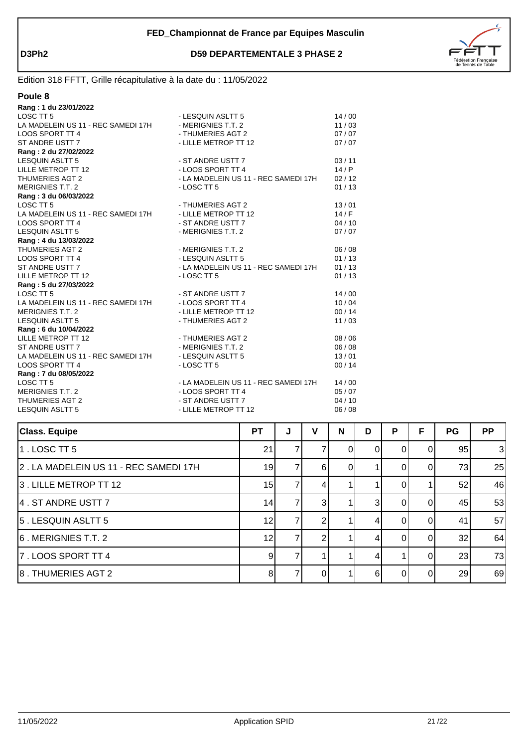FED_Championnat de France par Equipes Masculin

**D3Ph2** **D59 DEPARTEMENTALE 3 PHASE 2**

Edition 318 FFTT, Grille récapitulative à la date du : 11/05/2022

## Poule 8

**Rang : 1 du 23/01/2022**

| | | |
|---|---|---|
| LOSC TT 5 | - LESQUIN ASLTT 5 | 14 / 00 |
| LA MADELEIN US 11 - REC SAMEDI 17H | - MERIGNIES T.T. 2 | 11 / 03 |
| LOOS SPORT TT 4 | - THUMERIES AGT 2 | 07 / 07 |
| ST ANDRE USTT 7 | - LILLE METROP TT 12 | 07 / 07 |

**Rang : 2 du 27/02/2022**

| | | |
|---|---|---|
| LESQUIN ASLTT 5 | - ST ANDRE USTT 7 | 03 / 11 |
| LILLE METROP TT 12 | - LOOS SPORT TT 4 | 14 / P |
| THUMERIES AGT 2 | - LA MADELEIN US 11 - REC SAMEDI 17H | 02 / 12 |
| MERIGNIES T.T. 2 | - LOSC TT 5 | 01 / 13 |

**Rang : 3 du 06/03/2022**

| | | |
|---|---|---|
| LOSC TT 5 | - THUMERIES AGT 2 | 13 / 01 |
| LA MADELEIN US 11 - REC SAMEDI 17H | - LILLE METROP TT 12 | 14 / F |
| LOOS SPORT TT 4 | - ST ANDRE USTT 7 | 04 / 10 |
| LESQUIN ASLTT 5 | - MERIGNIES T.T. 2 | 07 / 07 |

**Rang : 4 du 13/03/2022**

| | | |
|---|---|---|
| THUMERIES AGT 2 | - MERIGNIES T.T. 2 | 06 / 08 |
| LOOS SPORT TT 4 | - LESQUIN ASLTT 5 | 01 / 13 |
| ST ANDRE USTT 7 | - LA MADELEIN US 11 - REC SAMEDI 17H | 01 / 13 |
| LILLE METROP TT 12 | - LOSC TT 5 | 01 / 13 |

**Rang : 5 du 27/03/2022**

| | | |
|---|---|---|
| LOSC TT 5 | - ST ANDRE USTT 7 | 14 / 00 |
| LA MADELEIN US 11 - REC SAMEDI 17H | - LOOS SPORT TT 4 | 10 / 04 |
| MERIGNIES T.T. 2 | - LILLE METROP TT 12 | 00 / 14 |
| LESQUIN ASLTT 5 | - THUMERIES AGT 2 | 11 / 03 |

**Rang : 6 du 10/04/2022**

| | | |
|---|---|---|
| LILLE METROP TT 12 | - THUMERIES AGT 2 | 08 / 06 |
| ST ANDRE USTT 7 | - MERIGNIES T.T. 2 | 06 / 08 |
| LA MADELEIN US 11 - REC SAMEDI 17H | - LESQUIN ASLTT 5 | 13 / 01 |
| LOOS SPORT TT 4 | - LOSC TT 5 | 00 / 14 |

**Rang : 7 du 08/05/2022**

| | | |
|---|---|---|
| LOSC TT 5 | - LA MADELEIN US 11 - REC SAMEDI 17H | 14 / 00 |
| MERIGNIES T.T. 2 | - LOOS SPORT TT 4 | 05 / 07 |
| THUMERIES AGT 2 | - ST ANDRE USTT 7 | 04 / 10 |
| LESQUIN ASLTT 5 | - LILLE METROP TT 12 | 06 / 08 |

| Class. Equipe | PT | J | V | N | D | P | F | PG | PP |
|---|---|---|---|---|---|---|---|---|---|
| 1 . LOSC TT 5 | 21 | 7 | 7 | 0 | 0 | 0 | 0 | 95 | 3 |
| 2 . LA MADELEIN US 11 - REC SAMEDI 17H | 19 | 7 | 6 | 0 | 1 | 0 | 0 | 73 | 25 |
| 3 . LILLE METROP TT 12 | 15 | 7 | 4 | 1 | 1 | 0 | 1 | 52 | 46 |
| 4 . ST ANDRE USTT 7 | 14 | 7 | 3 | 1 | 3 | 0 | 0 | 45 | 53 |
| 5 . LESQUIN ASLTT 5 | 12 | 7 | 2 | 1 | 4 | 0 | 0 | 41 | 57 |
| 6 . MERIGNIES T.T. 2 | 12 | 7 | 2 | 1 | 4 | 0 | 0 | 32 | 64 |
| 7 . LOOS SPORT TT 4 | 9 | 7 | 1 | 1 | 4 | 1 | 0 | 23 | 73 |
| 8 . THUMERIES AGT 2 | 8 | 7 | 0 | 1 | 6 | 0 | 0 | 29 | 69 |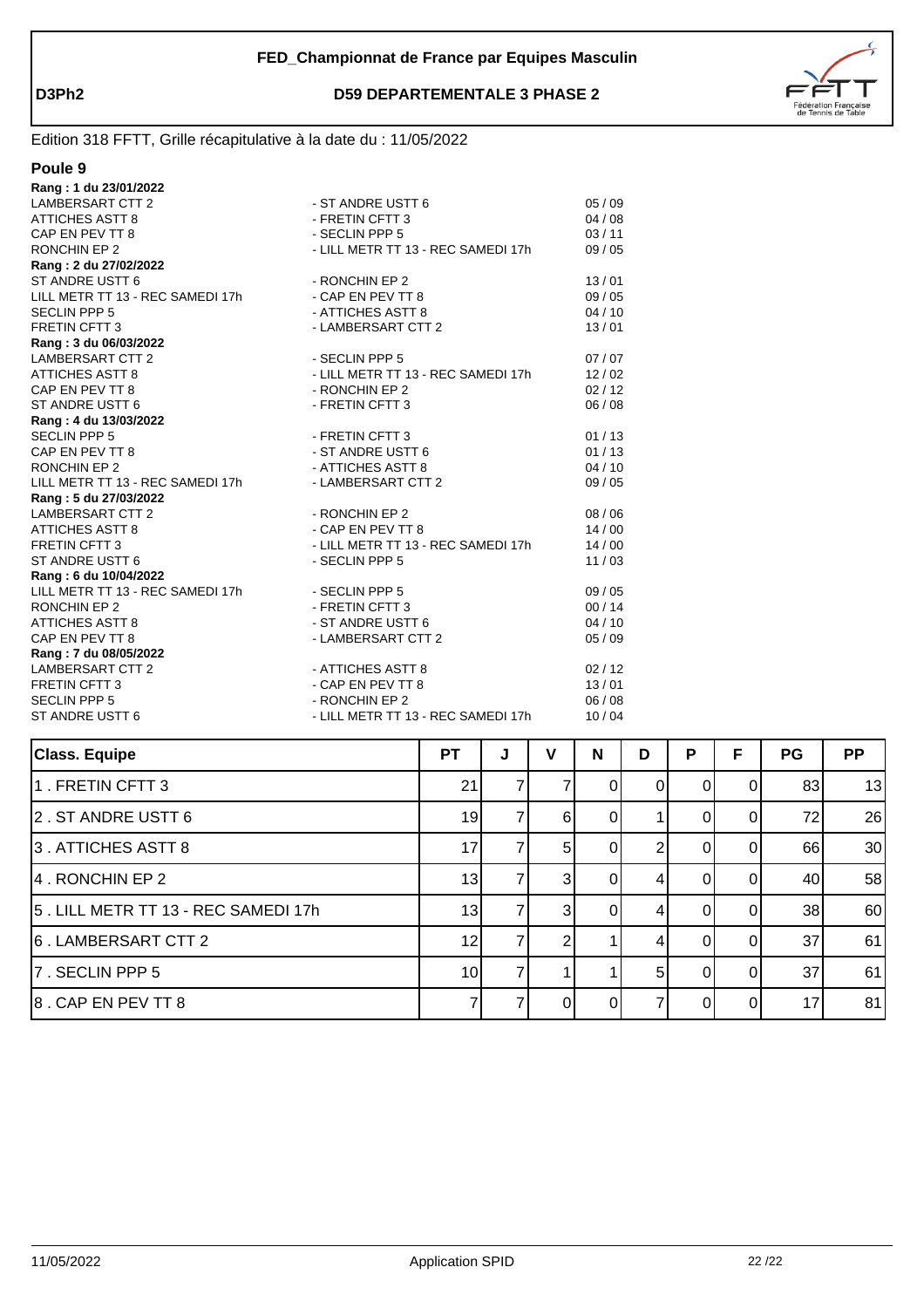**FED_Championnat de France par Equipes Masculin**

**D3Ph2** **D59 DEPARTEMENTALE 3 PHASE 2**

Edition 318 FFTT, Grille récapitulative à la date du : 11/05/2022

## Poule 9

**Rang : 1 du 23/01/2022**

| | | |
|---|---|---|
| LAMBERSART CTT 2 | - ST ANDRE USTT 6 | 05 / 09 |
| ATTICHES ASTT 8 | - FRETIN CFTT 3 | 04 / 08 |
| CAP EN PEV TT 8 | - SECLIN PPP 5 | 03 / 11 |
| RONCHIN EP 2 | - LILL METR TT 13 - REC SAMEDI 17h | 09 / 05 |

**Rang : 2 du 27/02/2022**

| | | |
|---|---|---|
| ST ANDRE USTT 6 | - RONCHIN EP 2 | 13 / 01 |
| LILL METR TT 13 - REC SAMEDI 17h | - CAP EN PEV TT 8 | 09 / 05 |
| SECLIN PPP 5 | - ATTICHES ASTT 8 | 04 / 10 |
| FRETIN CFTT 3 | - LAMBERSART CTT 2 | 13 / 01 |

**Rang : 3 du 06/03/2022**

| | | |
|---|---|---|
| LAMBERSART CTT 2 | - SECLIN PPP 5 | 07 / 07 |
| ATTICHES ASTT 8 | - LILL METR TT 13 - REC SAMEDI 17h | 12 / 02 |
| CAP EN PEV TT 8 | - RONCHIN EP 2 | 02 / 12 |
| ST ANDRE USTT 6 | - FRETIN CFTT 3 | 06 / 08 |

**Rang : 4 du 13/03/2022**

| | | |
|---|---|---|
| SECLIN PPP 5 | - FRETIN CFTT 3 | 01 / 13 |
| CAP EN PEV TT 8 | - ST ANDRE USTT 6 | 01 / 13 |
| RONCHIN EP 2 | - ATTICHES ASTT 8 | 04 / 10 |
| LILL METR TT 13 - REC SAMEDI 17h | - LAMBERSART CTT 2 | 09 / 05 |

**Rang : 5 du 27/03/2022**

| | | |
|---|---|---|
| LAMBERSART CTT 2 | - RONCHIN EP 2 | 08 / 06 |
| ATTICHES ASTT 8 | - CAP EN PEV TT 8 | 14 / 00 |
| FRETIN CFTT 3 | - LILL METR TT 13 - REC SAMEDI 17h | 14 / 00 |
| ST ANDRE USTT 6 | - SECLIN PPP 5 | 11 / 03 |

**Rang : 6 du 10/04/2022**

| | | |
|---|---|---|
| LILL METR TT 13 - REC SAMEDI 17h | - SECLIN PPP 5 | 09 / 05 |
| RONCHIN EP 2 | - FRETIN CFTT 3 | 00 / 14 |
| ATTICHES ASTT 8 | - ST ANDRE USTT 6 | 04 / 10 |
| CAP EN PEV TT 8 | - LAMBERSART CTT 2 | 05 / 09 |

**Rang : 7 du 08/05/2022**

| | | |
|---|---|---|
| LAMBERSART CTT 2 | - ATTICHES ASTT 8 | 02 / 12 |
| FRETIN CFTT 3 | - CAP EN PEV TT 8 | 13 / 01 |
| SECLIN PPP 5 | - RONCHIN EP 2 | 06 / 08 |
| ST ANDRE USTT 6 | - LILL METR TT 13 - REC SAMEDI 17h | 10 / 04 |

| Class. Equipe | PT | J | V | N | D | P | F | PG | PP |
|---|---|---|---|---|---|---|---|---|---|
| 1 . FRETIN CFTT 3 | 21 | 7 | 7 | 0 | 0 | 0 | 0 | 83 | 13 |
| 2 . ST ANDRE USTT 6 | 19 | 7 | 6 | 0 | 1 | 0 | 0 | 72 | 26 |
| 3 . ATTICHES ASTT 8 | 17 | 7 | 5 | 0 | 2 | 0 | 0 | 66 | 30 |
| 4 . RONCHIN EP 2 | 13 | 7 | 3 | 0 | 4 | 0 | 0 | 40 | 58 |
| 5 . LILL METR TT 13 - REC SAMEDI 17h | 13 | 7 | 3 | 0 | 4 | 0 | 0 | 38 | 60 |
| 6 . LAMBERSART CTT 2 | 12 | 7 | 2 | 1 | 4 | 0 | 0 | 37 | 61 |
| 7 . SECLIN PPP 5 | 10 | 7 | 1 | 1 | 5 | 0 | 0 | 37 | 61 |
| 8 . CAP EN PEV TT 8 | 7 | 7 | 0 | 0 | 7 | 0 | 0 | 17 | 81 |